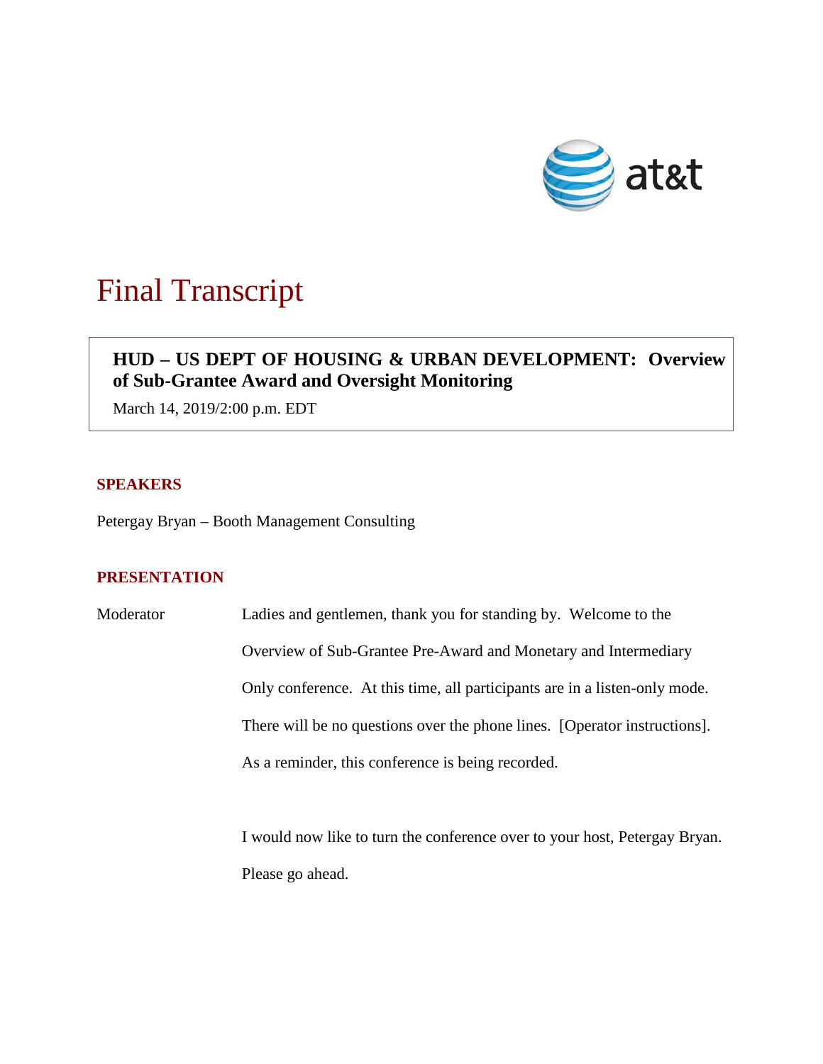at&t

# Final Transcript

**HUD – US DEPT OF HOUSING & URBAN DEVELOPMENT: Overview of Sub-Grantee Award and Oversight Monitoring**

March 14, 2019/2:00 p.m. EDT

## SPEAKERS

Petergay Bryan – Booth Management Consulting

## PRESENTATION

Moderator: Ladies and gentlemen, thank you for standing by. Welcome to the Overview of Sub-Grantee Pre-Award and Monetary and Intermediary Only conference. At this time, all participants are in a listen-only mode. There will be no questions over the phone lines. [Operator instructions]. As a reminder, this conference is being recorded.

I would now like to turn the conference over to your host, Petergay Bryan. Please go ahead.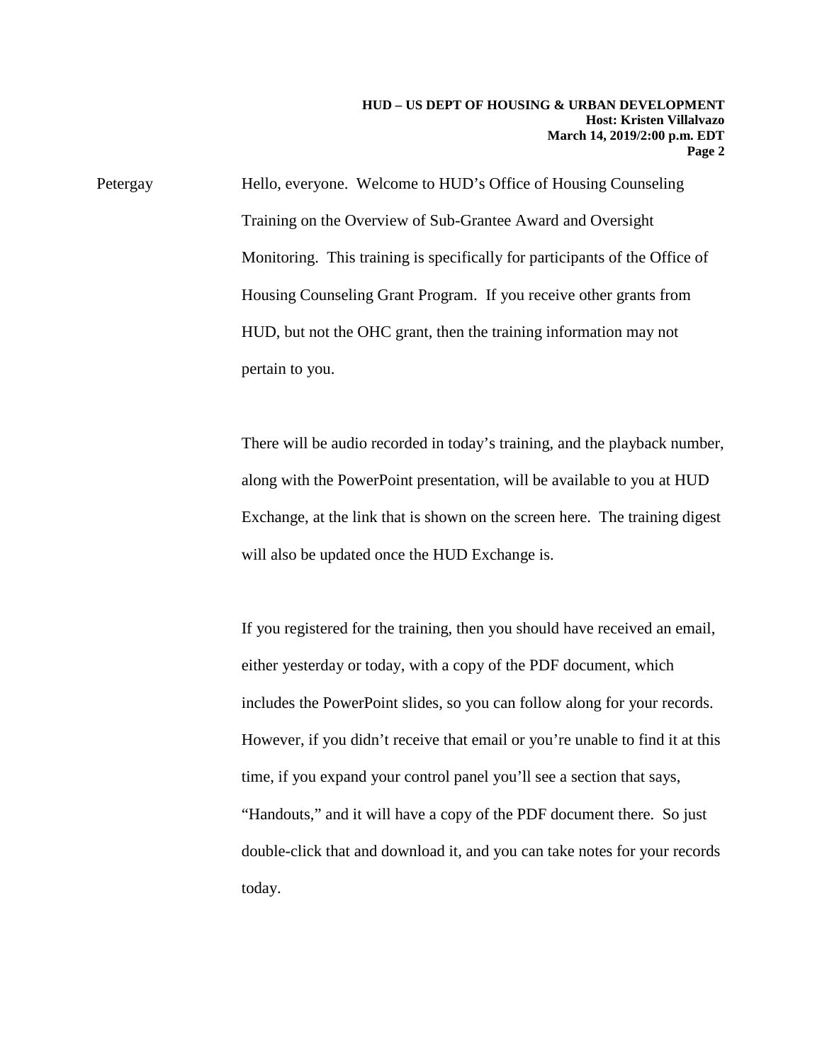Petergay Hello, everyone. Welcome to HUD's Office of Housing Counseling Training on the Overview of Sub-Grantee Award and Oversight Monitoring. This training is specifically for participants of the Office of Housing Counseling Grant Program. If you receive other grants from HUD, but not the OHC grant, then the training information may not pertain to you.

There will be audio recorded in today's training, and the playback number, along with the PowerPoint presentation, will be available to you at HUD Exchange, at the link that is shown on the screen here. The training digest will also be updated once the HUD Exchange is.

If you registered for the training, then you should have received an email, either yesterday or today, with a copy of the PDF document, which includes the PowerPoint slides, so you can follow along for your records. However, if you didn't receive that email or you're unable to find it at this time, if you expand your control panel you'll see a section that says, "Handouts," and it will have a copy of the PDF document there. So just double-click that and download it, and you can take notes for your records today.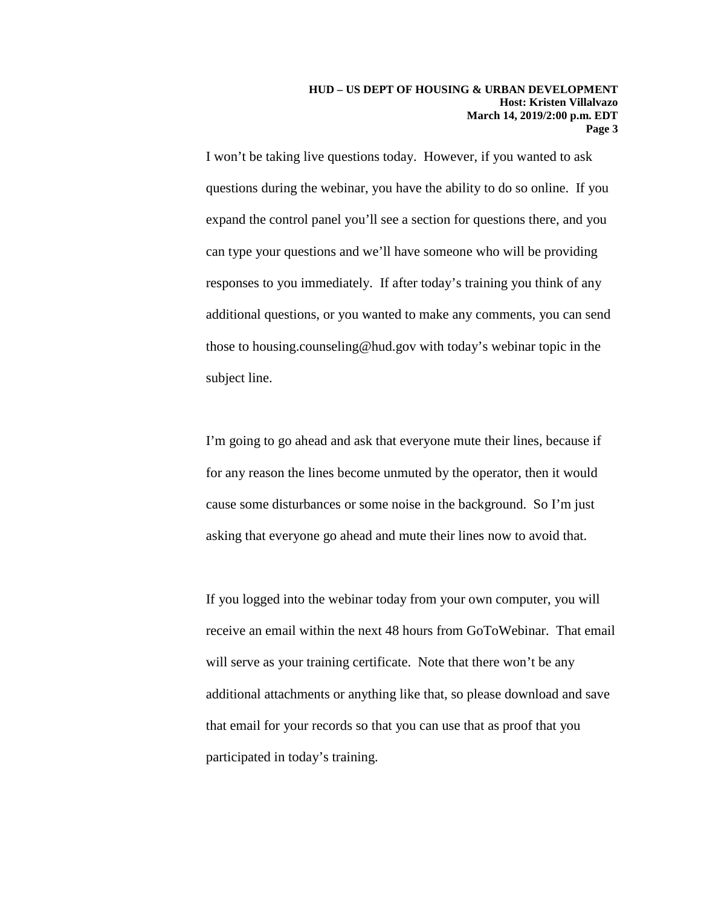I won't be taking live questions today. However, if you wanted to ask questions during the webinar, you have the ability to do so online. If you expand the control panel you'll see a section for questions there, and you can type your questions and we'll have someone who will be providing responses to you immediately. If after today's training you think of any additional questions, or you wanted to make any comments, you can send those to housing.counseling@hud.gov with today's webinar topic in the subject line.

I'm going to go ahead and ask that everyone mute their lines, because if for any reason the lines become unmuted by the operator, then it would cause some disturbances or some noise in the background. So I'm just asking that everyone go ahead and mute their lines now to avoid that.

If you logged into the webinar today from your own computer, you will receive an email within the next 48 hours from GoToWebinar. That email will serve as your training certificate. Note that there won't be any additional attachments or anything like that, so please download and save that email for your records so that you can use that as proof that you participated in today's training.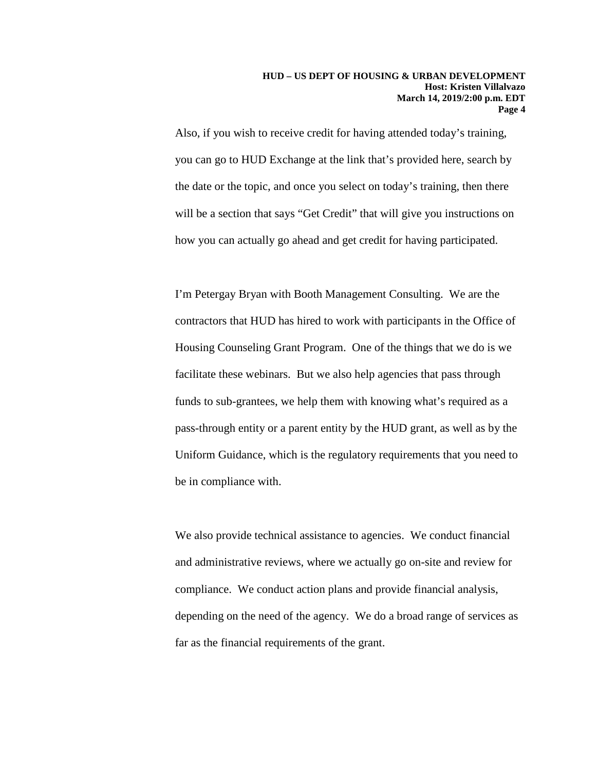Also, if you wish to receive credit for having attended today's training, you can go to HUD Exchange at the link that's provided here, search by the date or the topic, and once you select on today's training, then there will be a section that says "Get Credit" that will give you instructions on how you can actually go ahead and get credit for having participated.

I'm Petergay Bryan with Booth Management Consulting. We are the contractors that HUD has hired to work with participants in the Office of Housing Counseling Grant Program. One of the things that we do is we facilitate these webinars. But we also help agencies that pass through funds to sub-grantees, we help them with knowing what's required as a pass-through entity or a parent entity by the HUD grant, as well as by the Uniform Guidance, which is the regulatory requirements that you need to be in compliance with.

We also provide technical assistance to agencies. We conduct financial and administrative reviews, where we actually go on-site and review for compliance. We conduct action plans and provide financial analysis, depending on the need of the agency. We do a broad range of services as far as the financial requirements of the grant.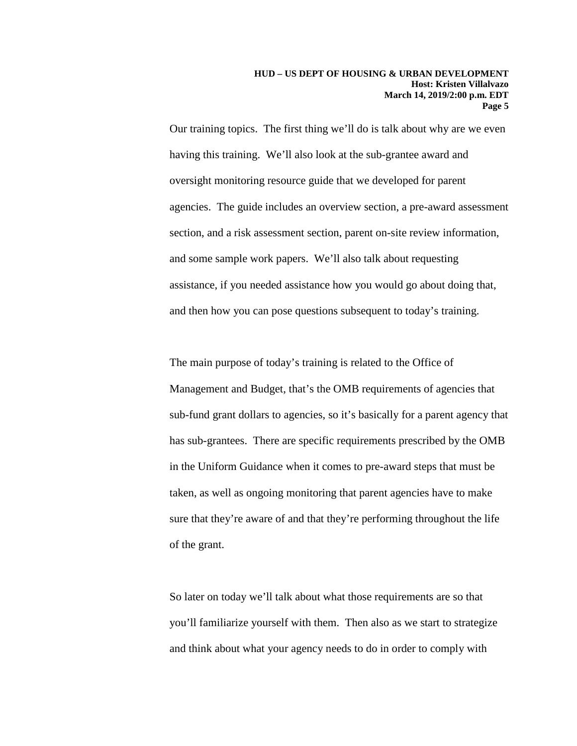Our training topics. The first thing we'll do is talk about why are we even having this training. We'll also look at the sub-grantee award and oversight monitoring resource guide that we developed for parent agencies. The guide includes an overview section, a pre-award assessment section, and a risk assessment section, parent on-site review information, and some sample work papers. We'll also talk about requesting assistance, if you needed assistance how you would go about doing that, and then how you can pose questions subsequent to today's training.

The main purpose of today's training is related to the Office of Management and Budget, that's the OMB requirements of agencies that sub-fund grant dollars to agencies, so it's basically for a parent agency that has sub-grantees. There are specific requirements prescribed by the OMB in the Uniform Guidance when it comes to pre-award steps that must be taken, as well as ongoing monitoring that parent agencies have to make sure that they're aware of and that they're performing throughout the life of the grant.

So later on today we'll talk about what those requirements are so that you'll familiarize yourself with them. Then also as we start to strategize and think about what your agency needs to do in order to comply with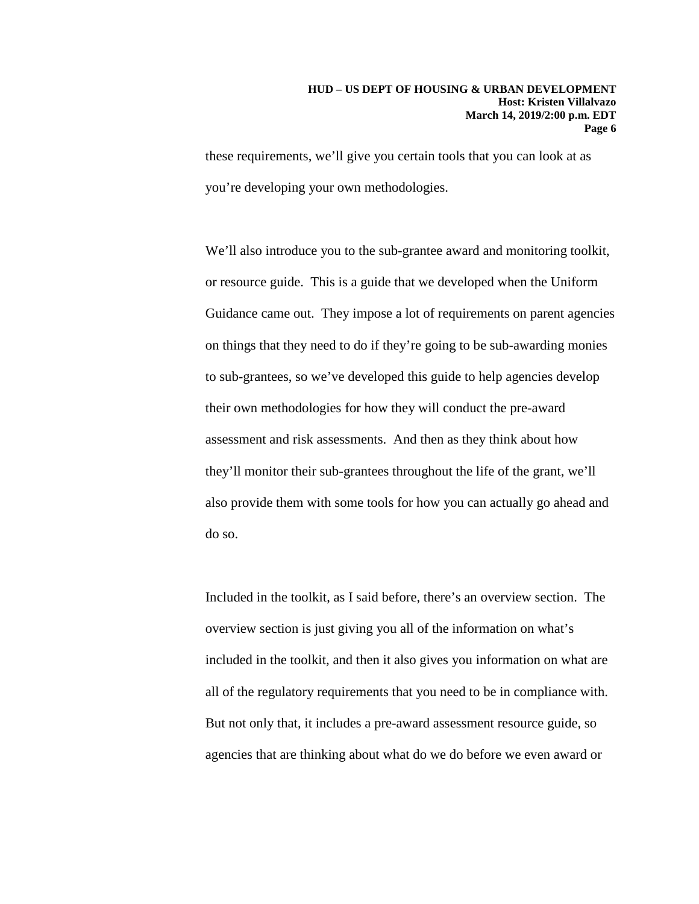these requirements, we'll give you certain tools that you can look at as you're developing your own methodologies.

We'll also introduce you to the sub-grantee award and monitoring toolkit, or resource guide. This is a guide that we developed when the Uniform Guidance came out. They impose a lot of requirements on parent agencies on things that they need to do if they're going to be sub-awarding monies to sub-grantees, so we've developed this guide to help agencies develop their own methodologies for how they will conduct the pre-award assessment and risk assessments. And then as they think about how they'll monitor their sub-grantees throughout the life of the grant, we'll also provide them with some tools for how you can actually go ahead and do so.

Included in the toolkit, as I said before, there's an overview section. The overview section is just giving you all of the information on what's included in the toolkit, and then it also gives you information on what are all of the regulatory requirements that you need to be in compliance with. But not only that, it includes a pre-award assessment resource guide, so agencies that are thinking about what do we do before we even award or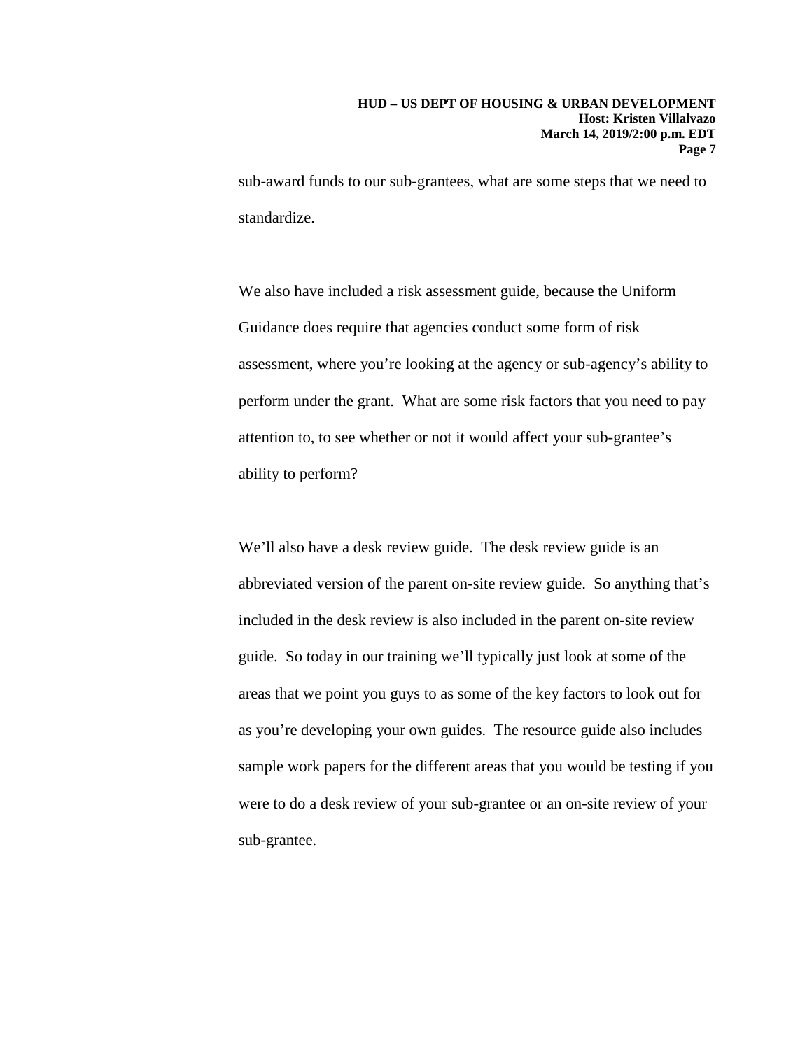sub-award funds to our sub-grantees, what are some steps that we need to standardize.

We also have included a risk assessment guide, because the Uniform Guidance does require that agencies conduct some form of risk assessment, where you're looking at the agency or sub-agency's ability to perform under the grant. What are some risk factors that you need to pay attention to, to see whether or not it would affect your sub-grantee's ability to perform?

We'll also have a desk review guide. The desk review guide is an abbreviated version of the parent on-site review guide. So anything that's included in the desk review is also included in the parent on-site review guide. So today in our training we'll typically just look at some of the areas that we point you guys to as some of the key factors to look out for as you're developing your own guides. The resource guide also includes sample work papers for the different areas that you would be testing if you were to do a desk review of your sub-grantee or an on-site review of your sub-grantee.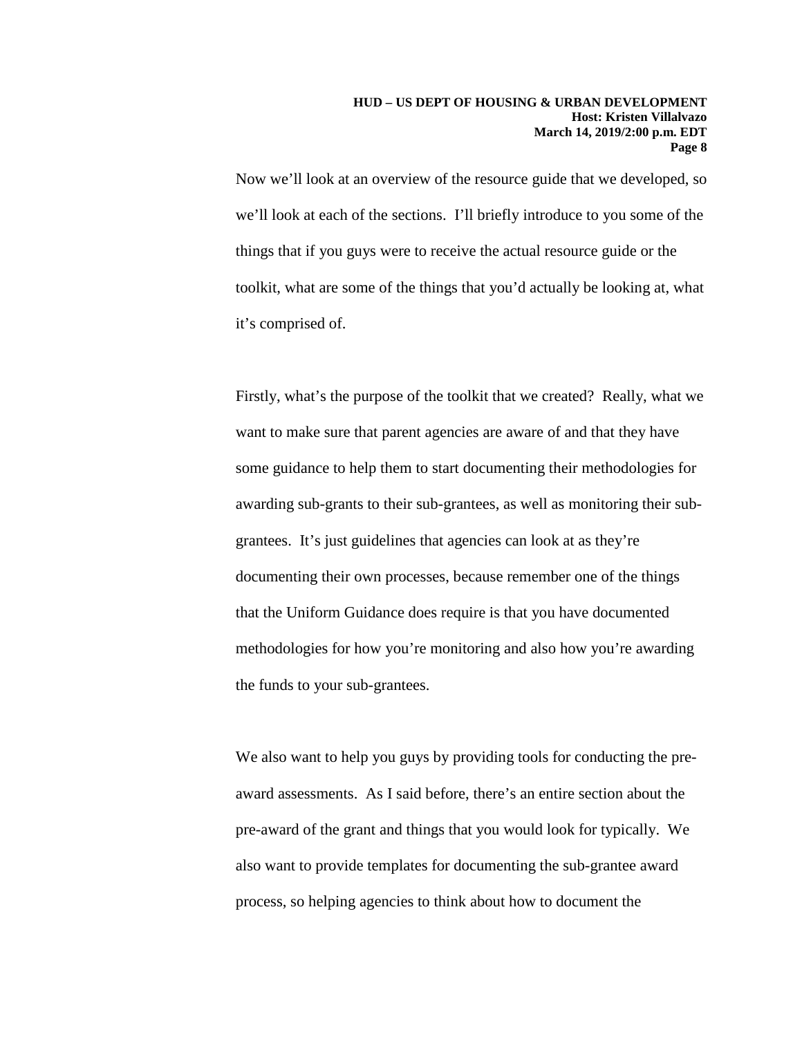Now we'll look at an overview of the resource guide that we developed, so we'll look at each of the sections. I'll briefly introduce to you some of the things that if you guys were to receive the actual resource guide or the toolkit, what are some of the things that you'd actually be looking at, what it's comprised of.

Firstly, what's the purpose of the toolkit that we created? Really, what we want to make sure that parent agencies are aware of and that they have some guidance to help them to start documenting their methodologies for awarding sub-grants to their sub-grantees, as well as monitoring their sub-grantees. It's just guidelines that agencies can look at as they're documenting their own processes, because remember one of the things that the Uniform Guidance does require is that you have documented methodologies for how you're monitoring and also how you're awarding the funds to your sub-grantees.

We also want to help you guys by providing tools for conducting the pre-award assessments. As I said before, there's an entire section about the pre-award of the grant and things that you would look for typically. We also want to provide templates for documenting the sub-grantee award process, so helping agencies to think about how to document the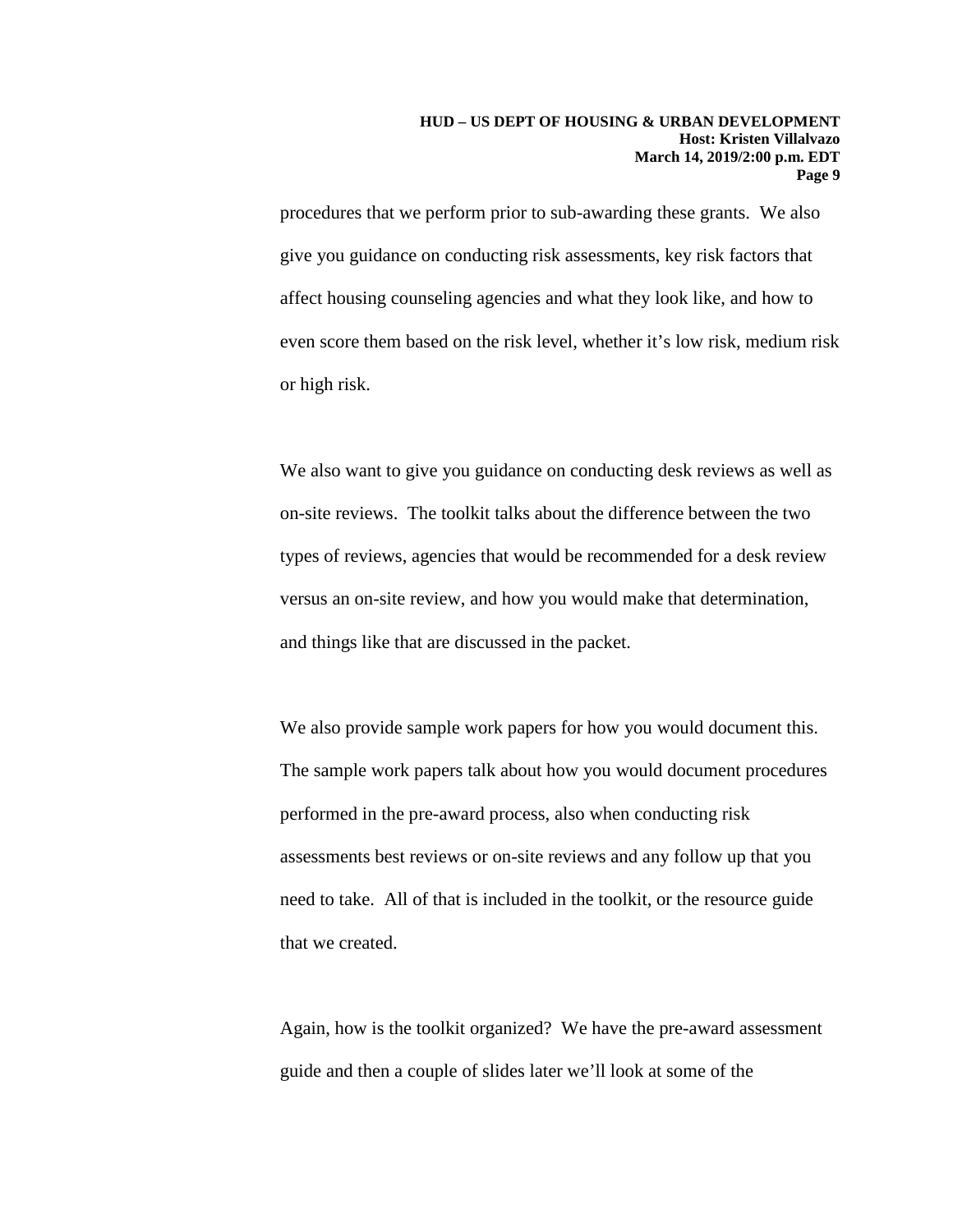procedures that we perform prior to sub-awarding these grants. We also give you guidance on conducting risk assessments, key risk factors that affect housing counseling agencies and what they look like, and how to even score them based on the risk level, whether it's low risk, medium risk or high risk.

We also want to give you guidance on conducting desk reviews as well as on-site reviews. The toolkit talks about the difference between the two types of reviews, agencies that would be recommended for a desk review versus an on-site review, and how you would make that determination, and things like that are discussed in the packet.

We also provide sample work papers for how you would document this. The sample work papers talk about how you would document procedures performed in the pre-award process, also when conducting risk assessments best reviews or on-site reviews and any follow up that you need to take. All of that is included in the toolkit, or the resource guide that we created.

Again, how is the toolkit organized? We have the pre-award assessment guide and then a couple of slides later we'll look at some of the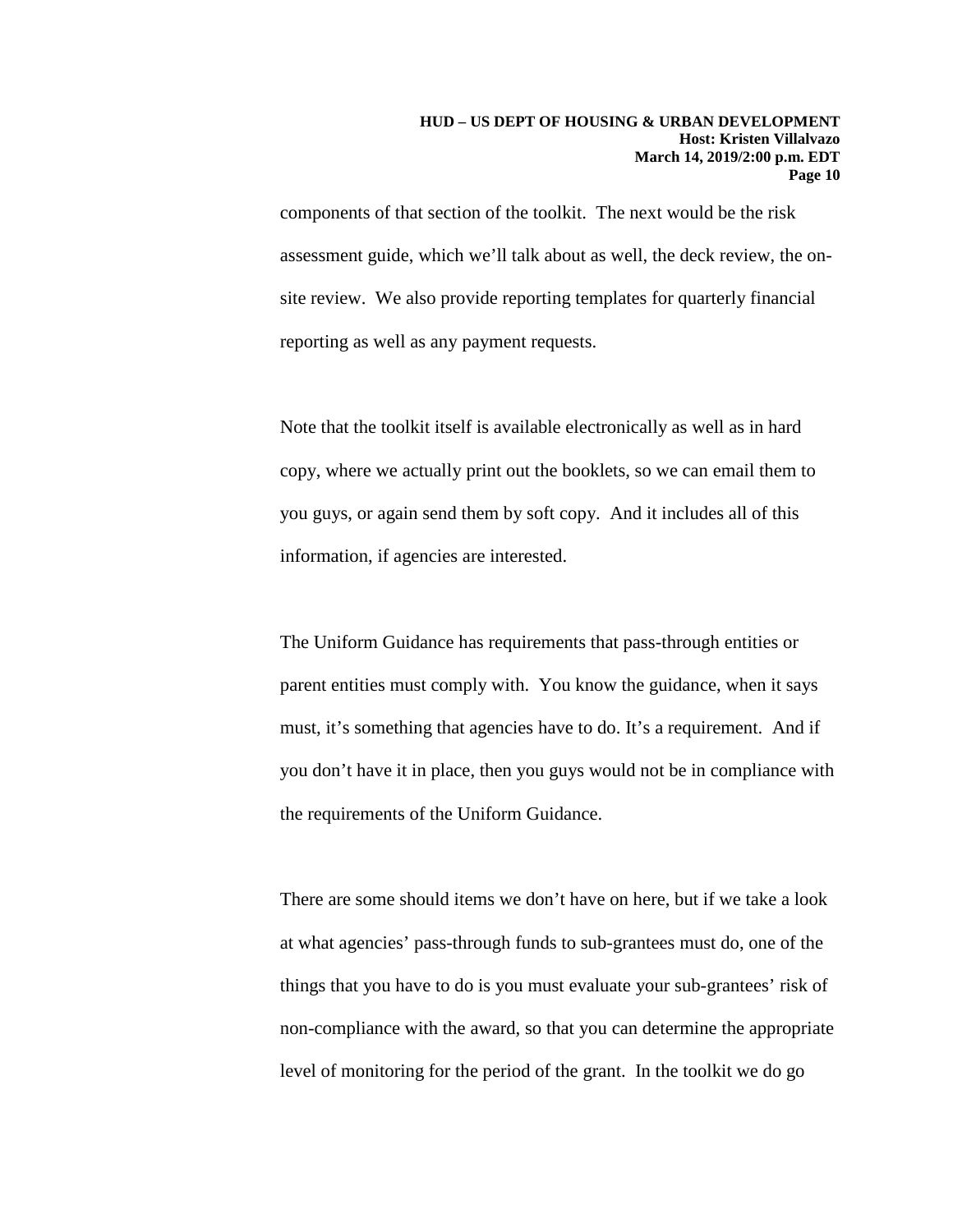components of that section of the toolkit. The next would be the risk assessment guide, which we'll talk about as well, the deck review, the on-site review. We also provide reporting templates for quarterly financial reporting as well as any payment requests.

Note that the toolkit itself is available electronically as well as in hard copy, where we actually print out the booklets, so we can email them to you guys, or again send them by soft copy. And it includes all of this information, if agencies are interested.

The Uniform Guidance has requirements that pass-through entities or parent entities must comply with. You know the guidance, when it says must, it's something that agencies have to do. It's a requirement. And if you don't have it in place, then you guys would not be in compliance with the requirements of the Uniform Guidance.

There are some should items we don't have on here, but if we take a look at what agencies' pass-through funds to sub-grantees must do, one of the things that you have to do is you must evaluate your sub-grantees' risk of non-compliance with the award, so that you can determine the appropriate level of monitoring for the period of the grant. In the toolkit we do go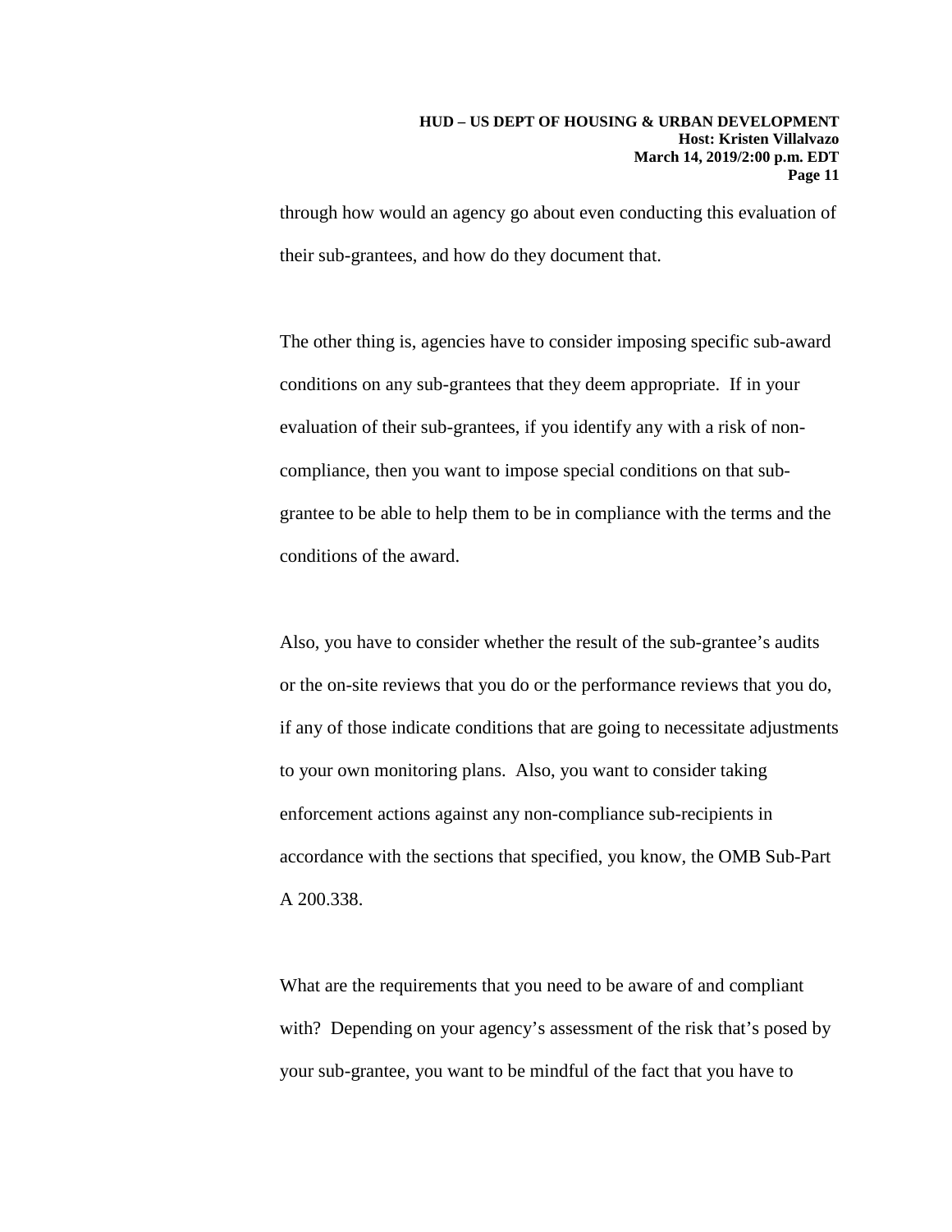through how would an agency go about even conducting this evaluation of their sub-grantees, and how do they document that.

The other thing is, agencies have to consider imposing specific sub-award conditions on any sub-grantees that they deem appropriate. If in your evaluation of their sub-grantees, if you identify any with a risk of non-compliance, then you want to impose special conditions on that sub-grantee to be able to help them to be in compliance with the terms and the conditions of the award.

Also, you have to consider whether the result of the sub-grantee's audits or the on-site reviews that you do or the performance reviews that you do, if any of those indicate conditions that are going to necessitate adjustments to your own monitoring plans. Also, you want to consider taking enforcement actions against any non-compliance sub-recipients in accordance with the sections that specified, you know, the OMB Sub-Part A 200.338.

What are the requirements that you need to be aware of and compliant with? Depending on your agency's assessment of the risk that's posed by your sub-grantee, you want to be mindful of the fact that you have to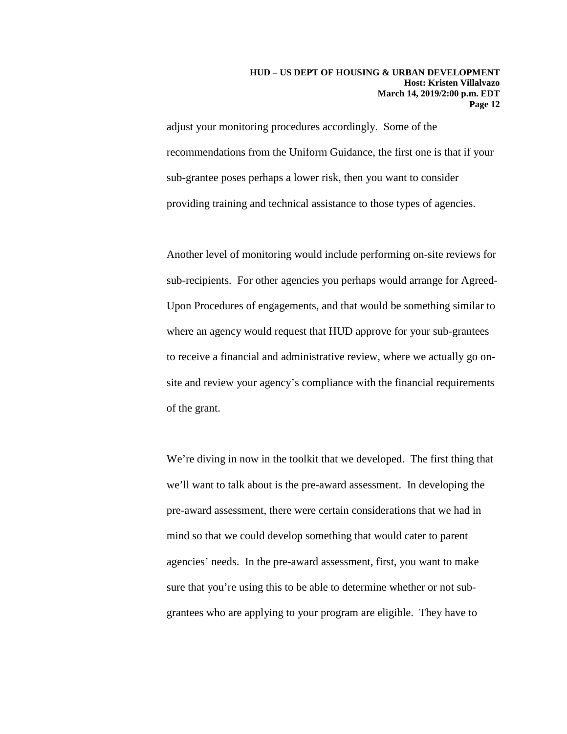adjust your monitoring procedures accordingly. Some of the recommendations from the Uniform Guidance, the first one is that if your sub-grantee poses perhaps a lower risk, then you want to consider providing training and technical assistance to those types of agencies.

Another level of monitoring would include performing on-site reviews for sub-recipients. For other agencies you perhaps would arrange for Agreed-Upon Procedures of engagements, and that would be something similar to where an agency would request that HUD approve for your sub-grantees to receive a financial and administrative review, where we actually go on-site and review your agency's compliance with the financial requirements of the grant.

We're diving in now in the toolkit that we developed. The first thing that we'll want to talk about is the pre-award assessment. In developing the pre-award assessment, there were certain considerations that we had in mind so that we could develop something that would cater to parent agencies' needs. In the pre-award assessment, first, you want to make sure that you're using this to be able to determine whether or not sub-grantees who are applying to your program are eligible. They have to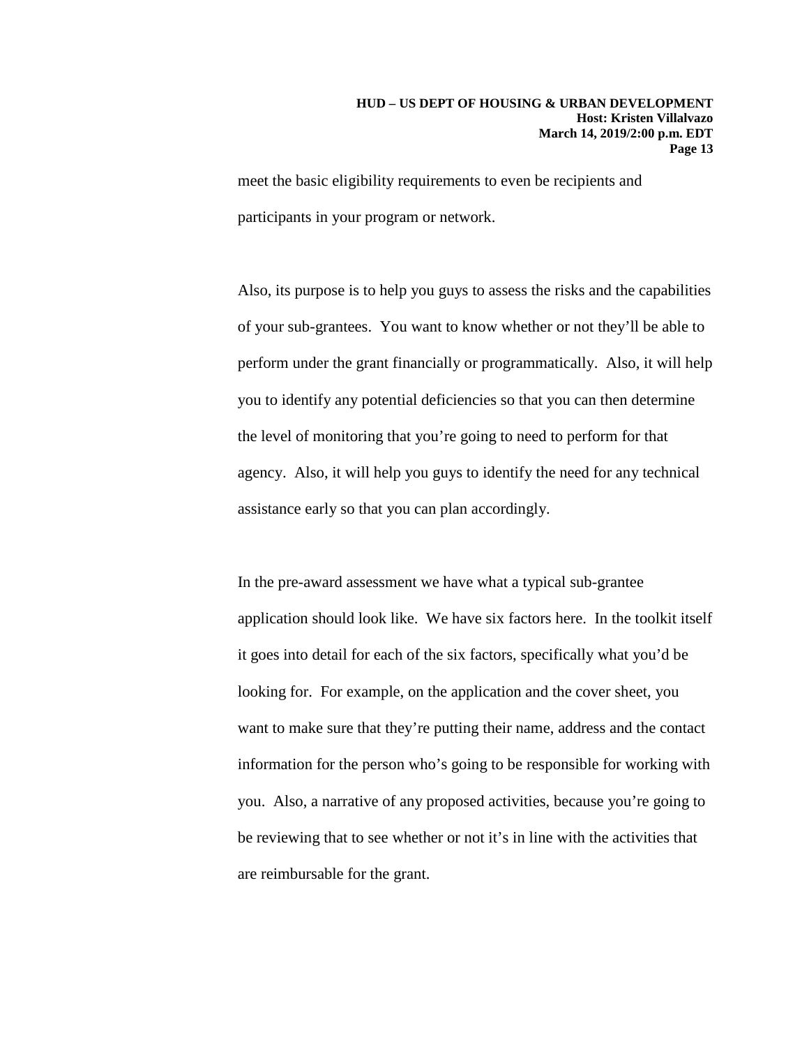meet the basic eligibility requirements to even be recipients and participants in your program or network.

Also, its purpose is to help you guys to assess the risks and the capabilities of your sub-grantees. You want to know whether or not they'll be able to perform under the grant financially or programmatically. Also, it will help you to identify any potential deficiencies so that you can then determine the level of monitoring that you're going to need to perform for that agency. Also, it will help you guys to identify the need for any technical assistance early so that you can plan accordingly.

In the pre-award assessment we have what a typical sub-grantee application should look like. We have six factors here. In the toolkit itself it goes into detail for each of the six factors, specifically what you'd be looking for. For example, on the application and the cover sheet, you want to make sure that they're putting their name, address and the contact information for the person who's going to be responsible for working with you. Also, a narrative of any proposed activities, because you're going to be reviewing that to see whether or not it's in line with the activities that are reimbursable for the grant.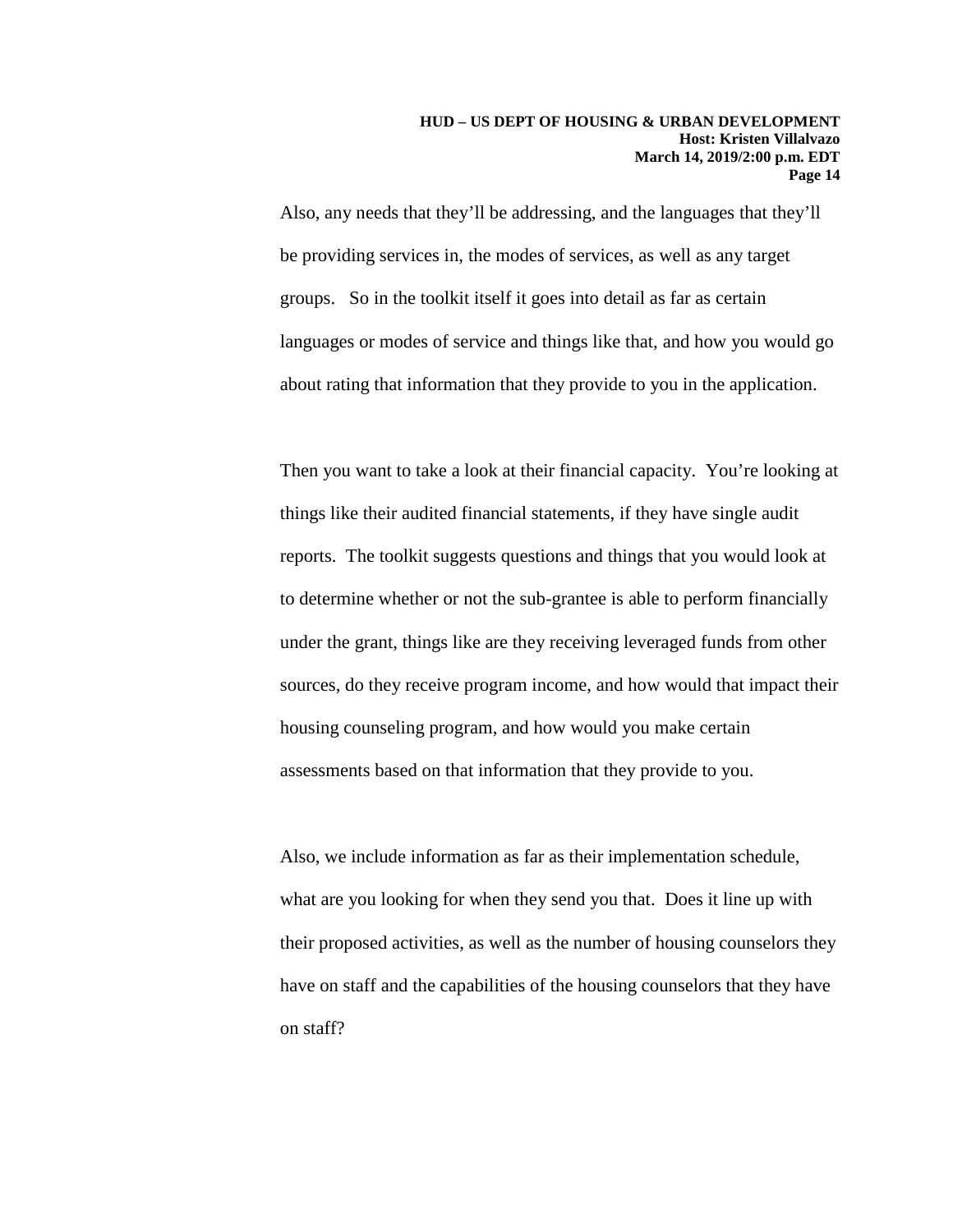Also, any needs that they'll be addressing, and the languages that they'll be providing services in, the modes of services, as well as any target groups. So in the toolkit itself it goes into detail as far as certain languages or modes of service and things like that, and how you would go about rating that information that they provide to you in the application.

Then you want to take a look at their financial capacity. You're looking at things like their audited financial statements, if they have single audit reports. The toolkit suggests questions and things that you would look at to determine whether or not the sub-grantee is able to perform financially under the grant, things like are they receiving leveraged funds from other sources, do they receive program income, and how would that impact their housing counseling program, and how would you make certain assessments based on that information that they provide to you.

Also, we include information as far as their implementation schedule, what are you looking for when they send you that. Does it line up with their proposed activities, as well as the number of housing counselors they have on staff and the capabilities of the housing counselors that they have on staff?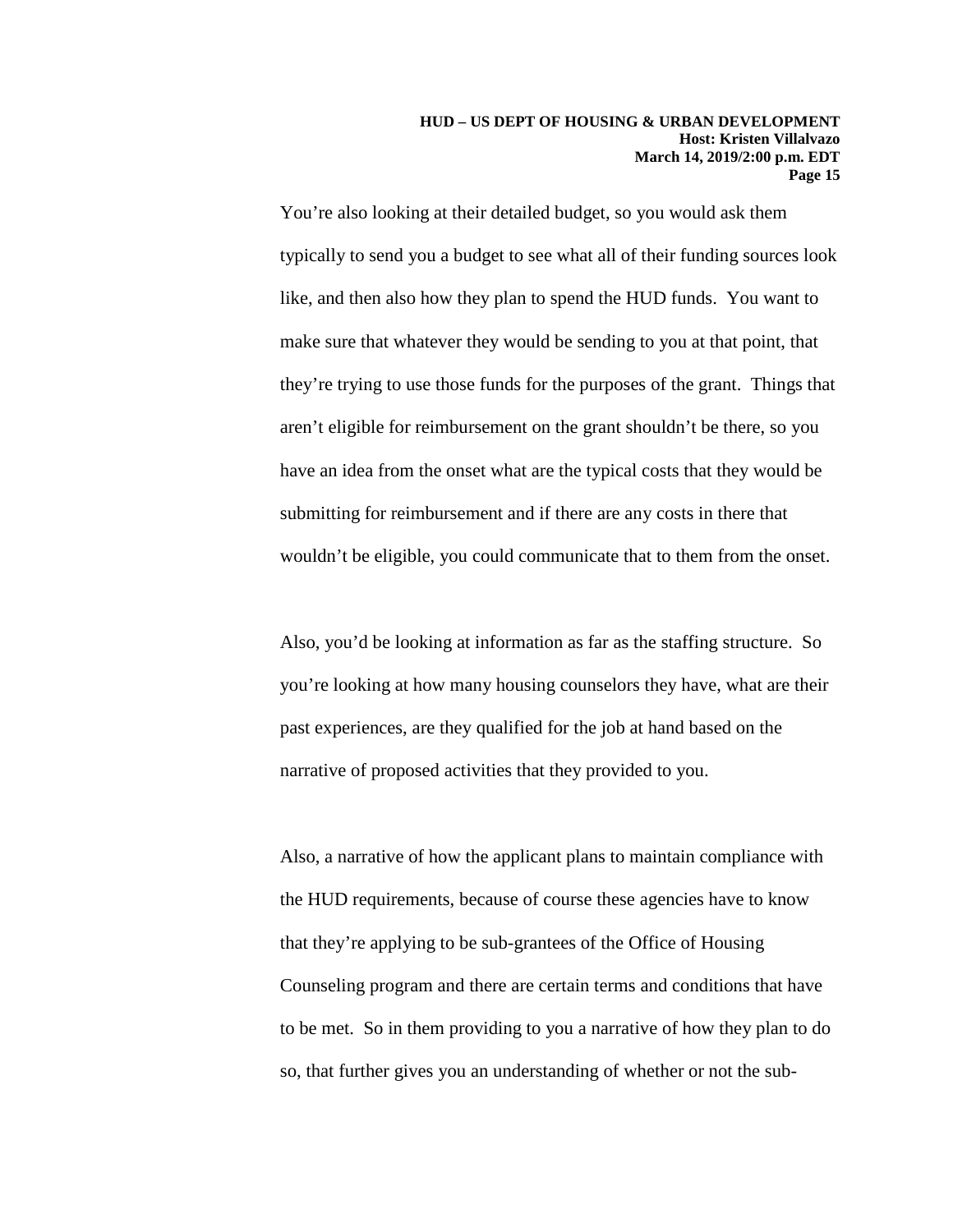You're also looking at their detailed budget, so you would ask them typically to send you a budget to see what all of their funding sources look like, and then also how they plan to spend the HUD funds. You want to make sure that whatever they would be sending to you at that point, that they're trying to use those funds for the purposes of the grant. Things that aren't eligible for reimbursement on the grant shouldn't be there, so you have an idea from the onset what are the typical costs that they would be submitting for reimbursement and if there are any costs in there that wouldn't be eligible, you could communicate that to them from the onset.

Also, you'd be looking at information as far as the staffing structure. So you're looking at how many housing counselors they have, what are their past experiences, are they qualified for the job at hand based on the narrative of proposed activities that they provided to you.

Also, a narrative of how the applicant plans to maintain compliance with the HUD requirements, because of course these agencies have to know that they're applying to be sub-grantees of the Office of Housing Counseling program and there are certain terms and conditions that have to be met. So in them providing to you a narrative of how they plan to do so, that further gives you an understanding of whether or not the sub-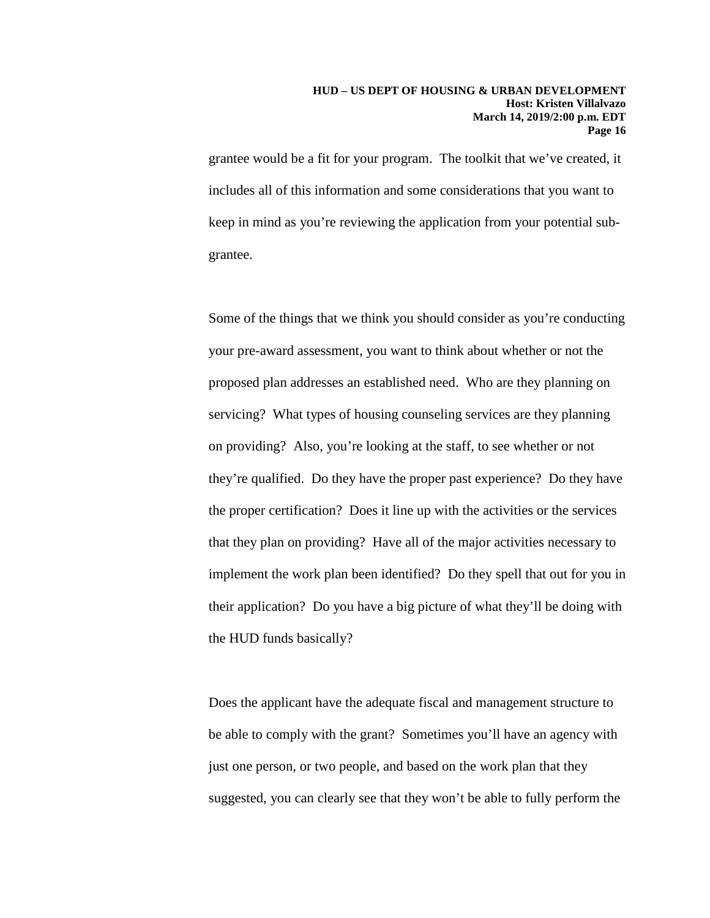grantee would be a fit for your program. The toolkit that we've created, it includes all of this information and some considerations that you want to keep in mind as you're reviewing the application from your potential sub-grantee.

Some of the things that we think you should consider as you're conducting your pre-award assessment, you want to think about whether or not the proposed plan addresses an established need. Who are they planning on servicing? What types of housing counseling services are they planning on providing? Also, you're looking at the staff, to see whether or not they're qualified. Do they have the proper past experience? Do they have the proper certification? Does it line up with the activities or the services that they plan on providing? Have all of the major activities necessary to implement the work plan been identified? Do they spell that out for you in their application? Do you have a big picture of what they'll be doing with the HUD funds basically?

Does the applicant have the adequate fiscal and management structure to be able to comply with the grant? Sometimes you'll have an agency with just one person, or two people, and based on the work plan that they suggested, you can clearly see that they won't be able to fully perform the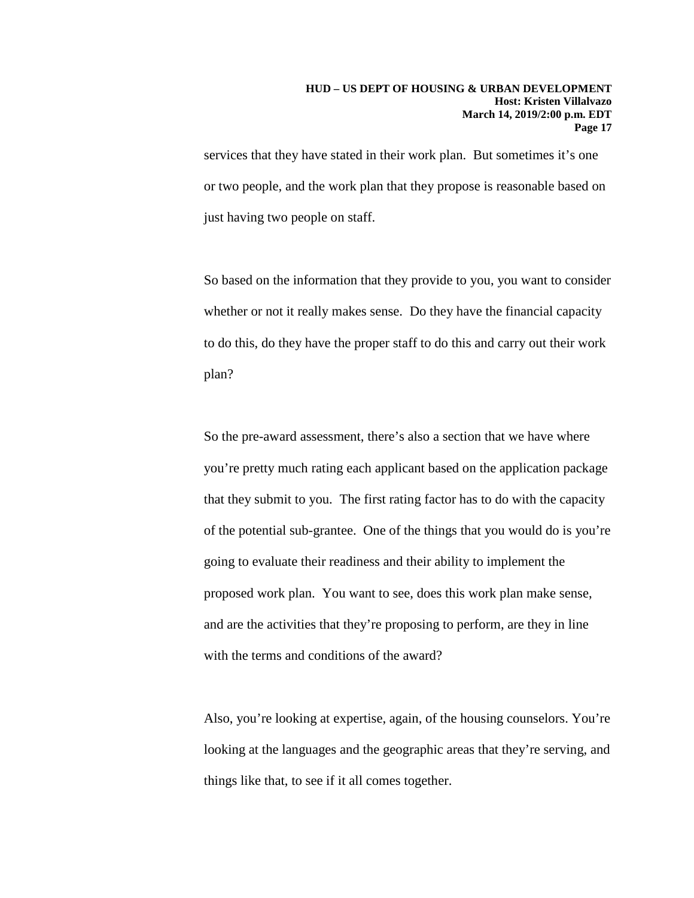services that they have stated in their work plan. But sometimes it's one or two people, and the work plan that they propose is reasonable based on just having two people on staff.

So based on the information that they provide to you, you want to consider whether or not it really makes sense. Do they have the financial capacity to do this, do they have the proper staff to do this and carry out their work plan?

So the pre-award assessment, there's also a section that we have where you're pretty much rating each applicant based on the application package that they submit to you. The first rating factor has to do with the capacity of the potential sub-grantee. One of the things that you would do is you're going to evaluate their readiness and their ability to implement the proposed work plan. You want to see, does this work plan make sense, and are the activities that they're proposing to perform, are they in line with the terms and conditions of the award?

Also, you're looking at expertise, again, of the housing counselors. You're looking at the languages and the geographic areas that they're serving, and things like that, to see if it all comes together.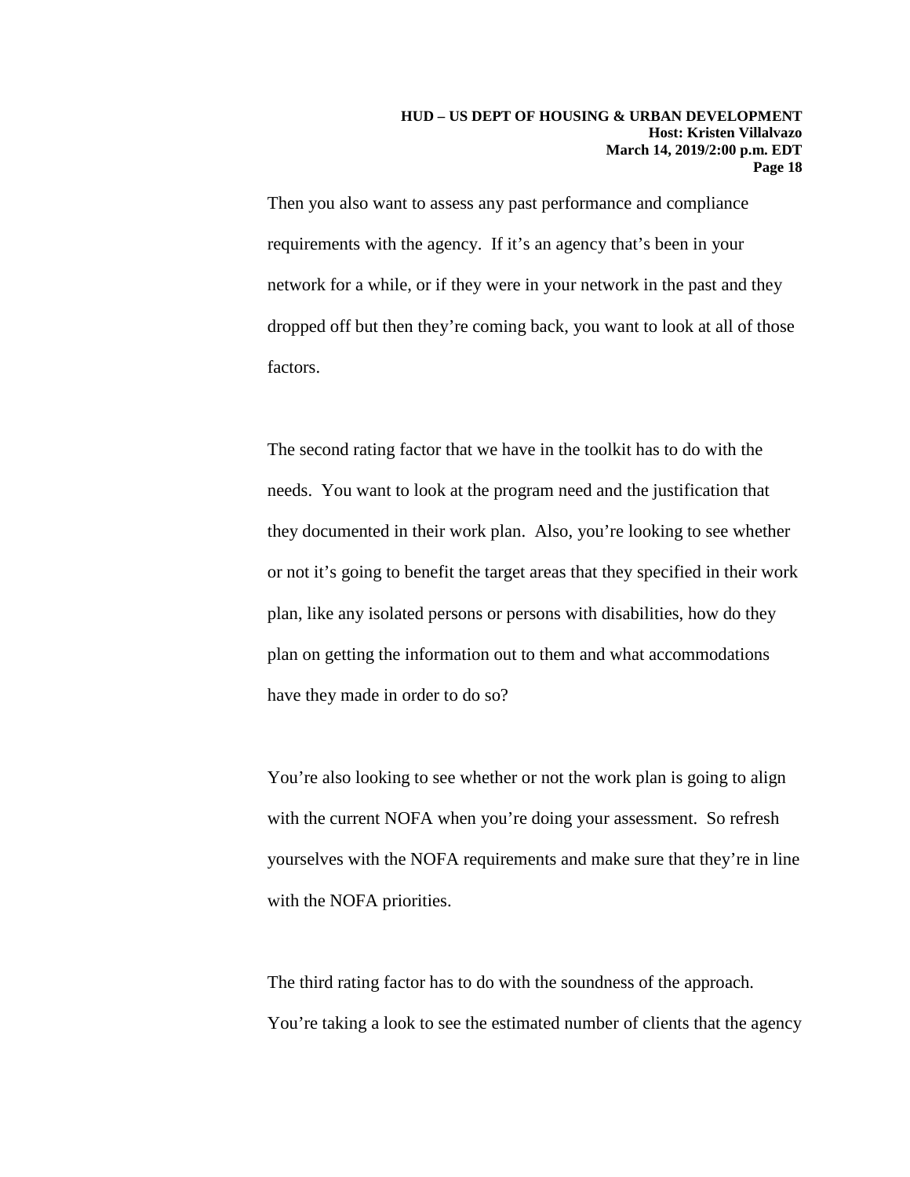Then you also want to assess any past performance and compliance requirements with the agency. If it's an agency that's been in your network for a while, or if they were in your network in the past and they dropped off but then they're coming back, you want to look at all of those factors.

The second rating factor that we have in the toolkit has to do with the needs. You want to look at the program need and the justification that they documented in their work plan. Also, you're looking to see whether or not it's going to benefit the target areas that they specified in their work plan, like any isolated persons or persons with disabilities, how do they plan on getting the information out to them and what accommodations have they made in order to do so?

You're also looking to see whether or not the work plan is going to align with the current NOFA when you're doing your assessment. So refresh yourselves with the NOFA requirements and make sure that they're in line with the NOFA priorities.

The third rating factor has to do with the soundness of the approach. You're taking a look to see the estimated number of clients that the agency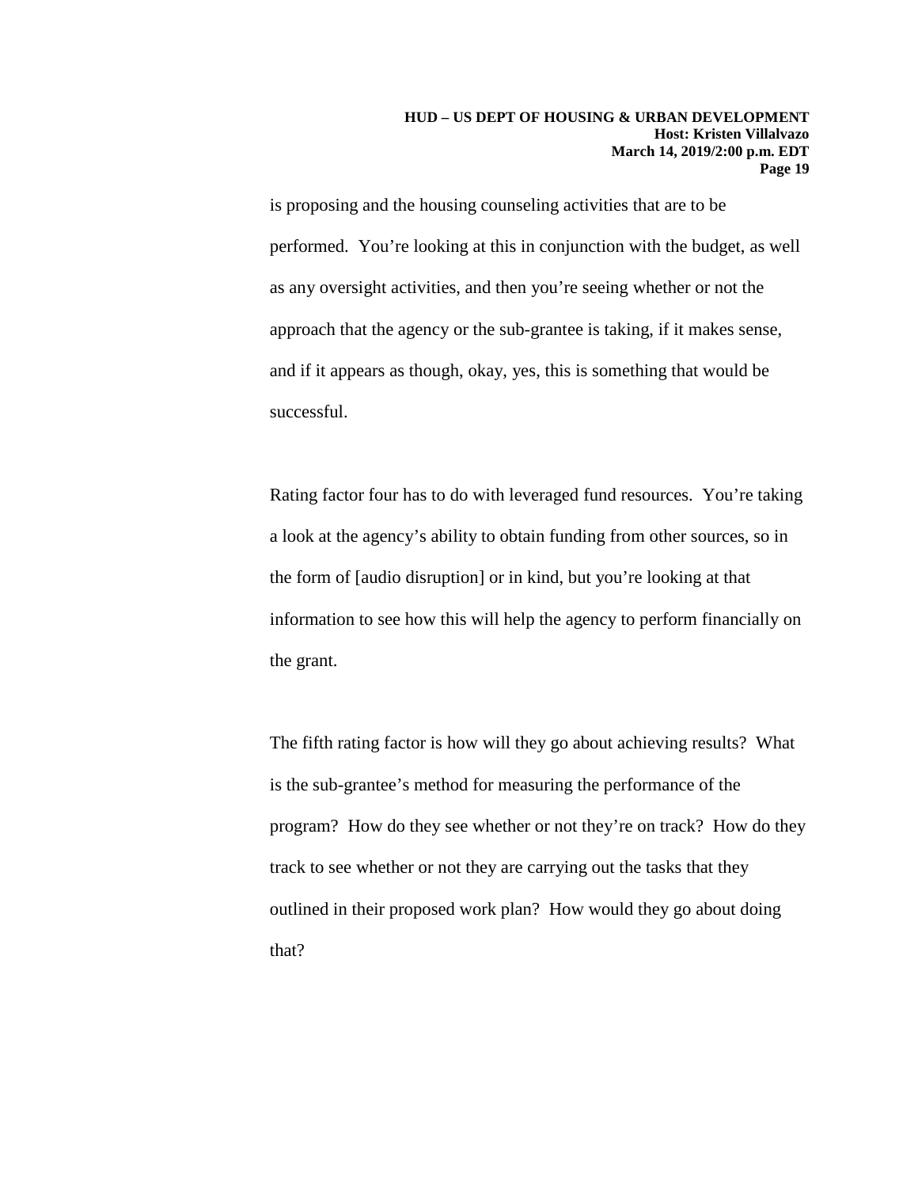is proposing and the housing counseling activities that are to be performed. You're looking at this in conjunction with the budget, as well as any oversight activities, and then you're seeing whether or not the approach that the agency or the sub-grantee is taking, if it makes sense, and if it appears as though, okay, yes, this is something that would be successful.

Rating factor four has to do with leveraged fund resources. You're taking a look at the agency's ability to obtain funding from other sources, so in the form of [audio disruption] or in kind, but you're looking at that information to see how this will help the agency to perform financially on the grant.

The fifth rating factor is how will they go about achieving results? What is the sub-grantee's method for measuring the performance of the program? How do they see whether or not they're on track? How do they track to see whether or not they are carrying out the tasks that they outlined in their proposed work plan? How would they go about doing that?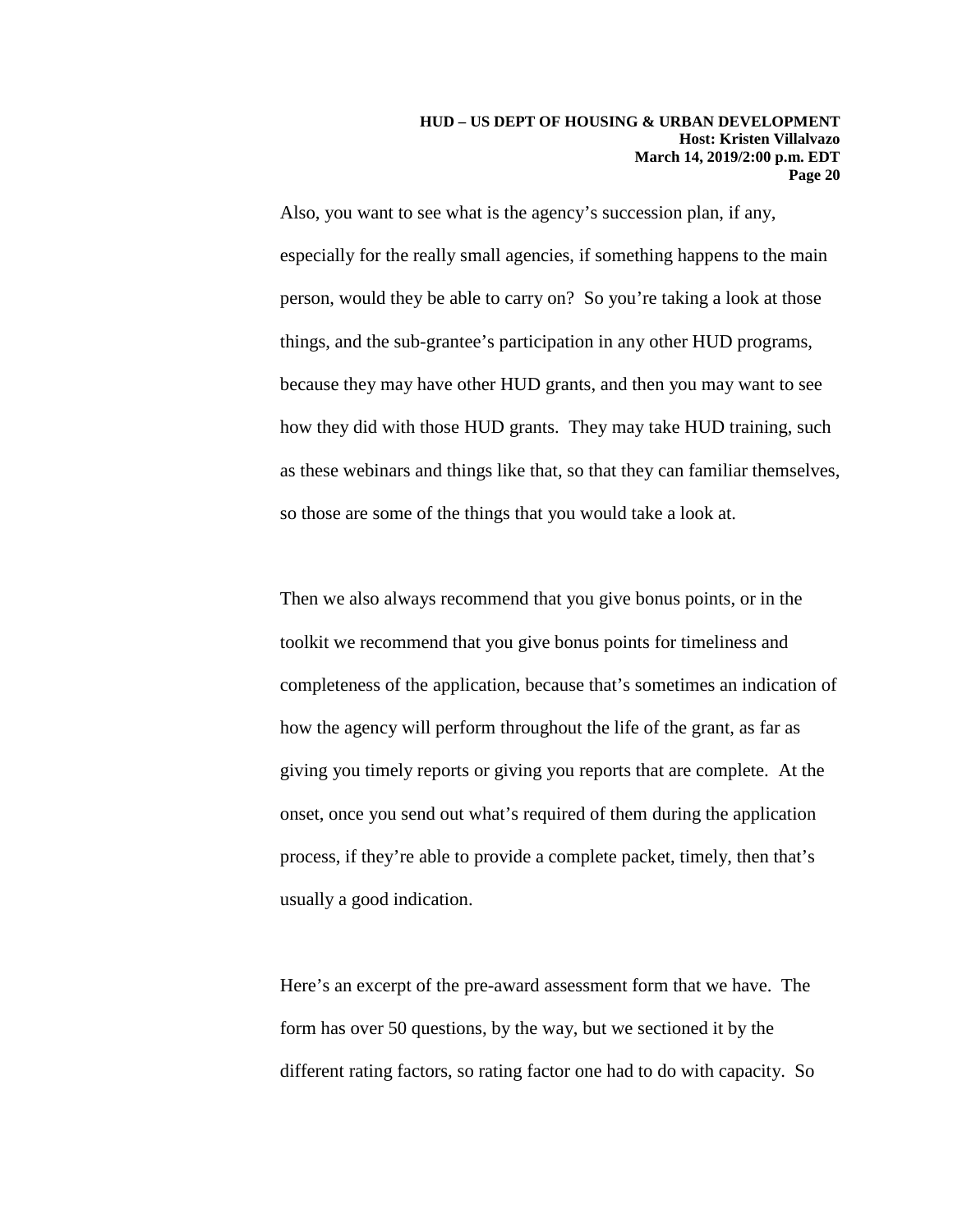Also, you want to see what is the agency's succession plan, if any, especially for the really small agencies, if something happens to the main person, would they be able to carry on? So you're taking a look at those things, and the sub-grantee's participation in any other HUD programs, because they may have other HUD grants, and then you may want to see how they did with those HUD grants. They may take HUD training, such as these webinars and things like that, so that they can familiar themselves, so those are some of the things that you would take a look at.

Then we also always recommend that you give bonus points, or in the toolkit we recommend that you give bonus points for timeliness and completeness of the application, because that's sometimes an indication of how the agency will perform throughout the life of the grant, as far as giving you timely reports or giving you reports that are complete. At the onset, once you send out what's required of them during the application process, if they're able to provide a complete packet, timely, then that's usually a good indication.

Here's an excerpt of the pre-award assessment form that we have. The form has over 50 questions, by the way, but we sectioned it by the different rating factors, so rating factor one had to do with capacity. So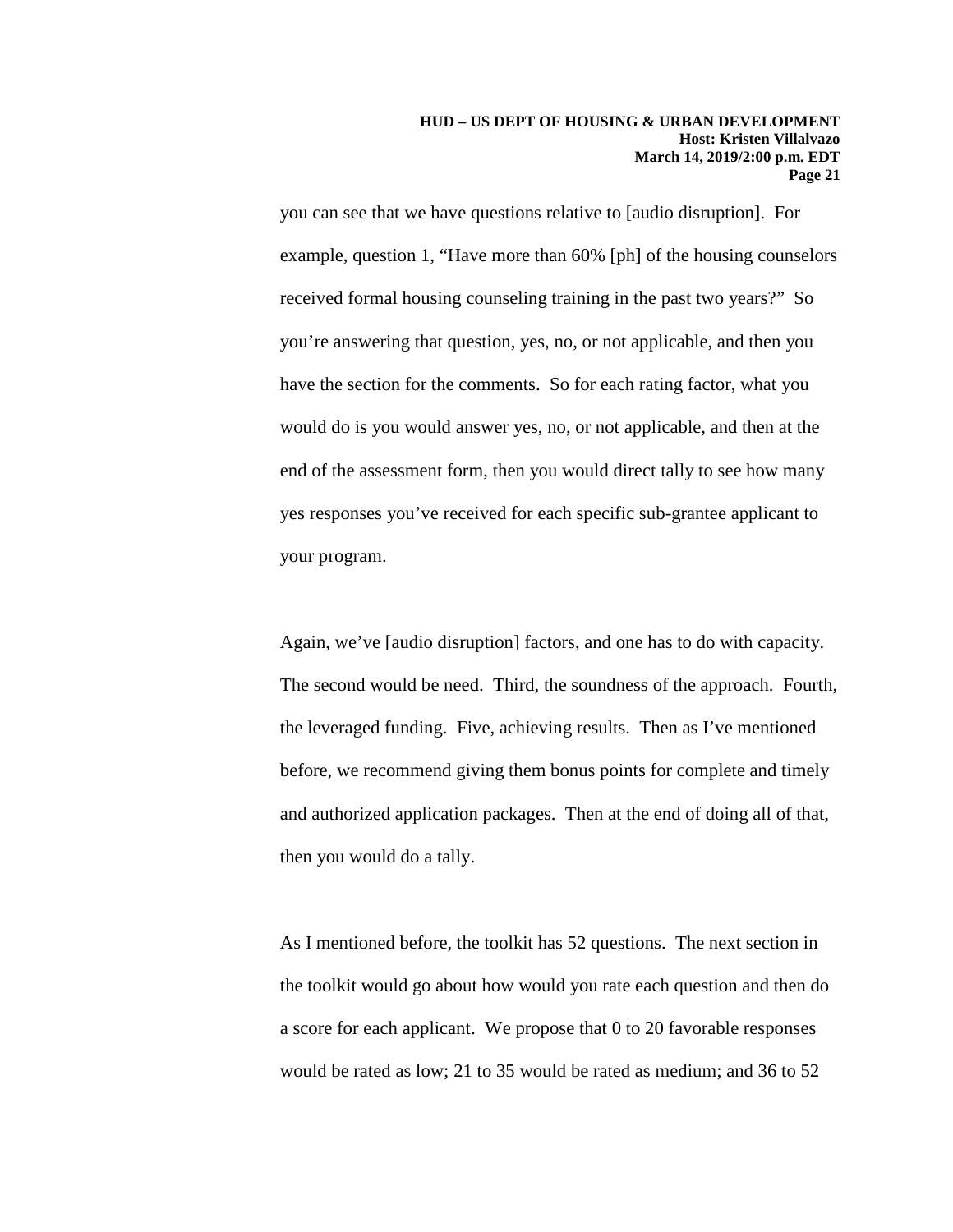you can see that we have questions relative to [audio disruption]. For example, question 1, "Have more than 60% [ph] of the housing counselors received formal housing counseling training in the past two years?" So you're answering that question, yes, no, or not applicable, and then you have the section for the comments. So for each rating factor, what you would do is you would answer yes, no, or not applicable, and then at the end of the assessment form, then you would direct tally to see how many yes responses you've received for each specific sub-grantee applicant to your program.

Again, we've [audio disruption] factors, and one has to do with capacity. The second would be need. Third, the soundness of the approach. Fourth, the leveraged funding. Five, achieving results. Then as I've mentioned before, we recommend giving them bonus points for complete and timely and authorized application packages. Then at the end of doing all of that, then you would do a tally.

As I mentioned before, the toolkit has 52 questions. The next section in the toolkit would go about how would you rate each question and then do a score for each applicant. We propose that 0 to 20 favorable responses would be rated as low; 21 to 35 would be rated as medium; and 36 to 52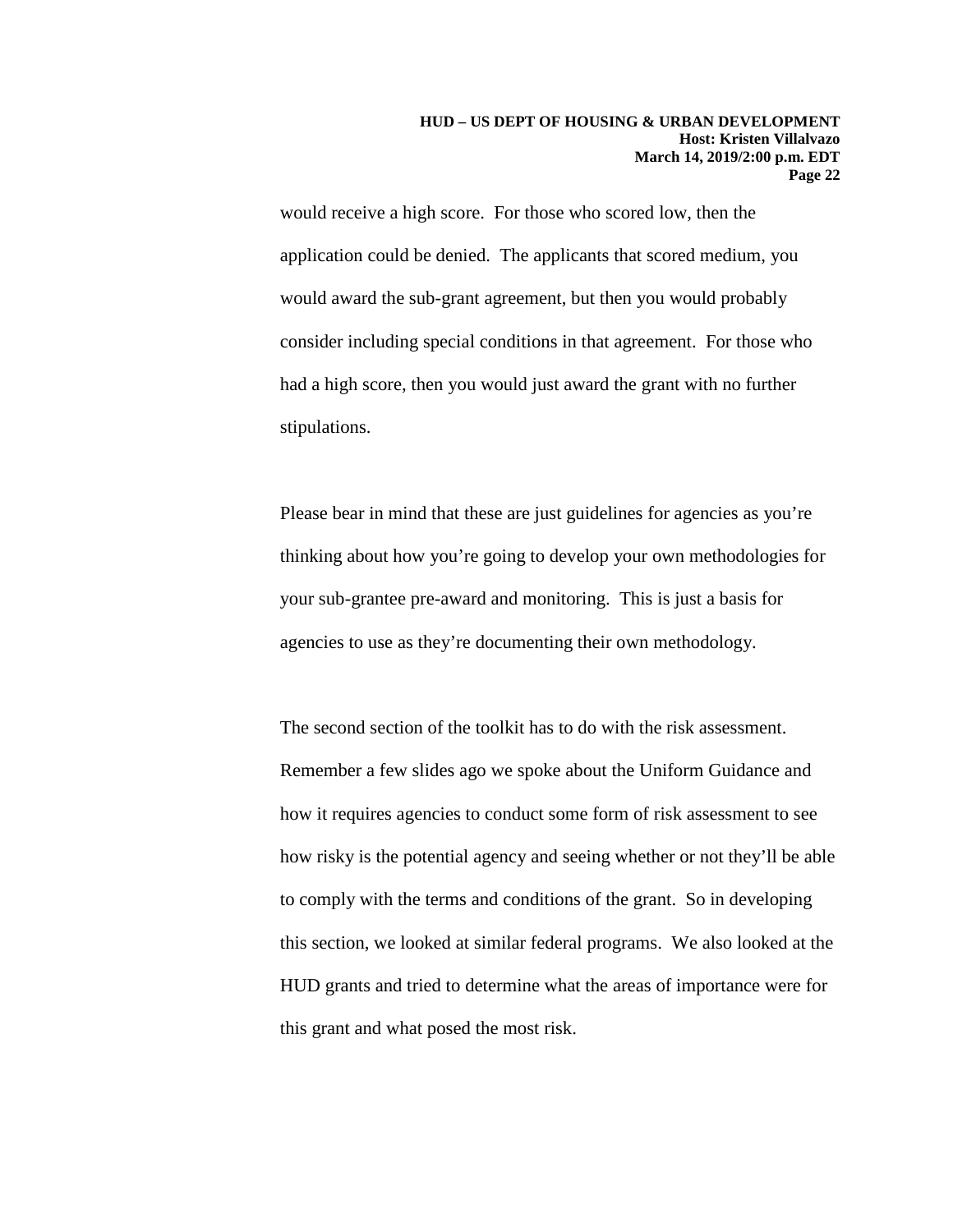would receive a high score. For those who scored low, then the application could be denied. The applicants that scored medium, you would award the sub-grant agreement, but then you would probably consider including special conditions in that agreement. For those who had a high score, then you would just award the grant with no further stipulations.

Please bear in mind that these are just guidelines for agencies as you're thinking about how you're going to develop your own methodologies for your sub-grantee pre-award and monitoring. This is just a basis for agencies to use as they're documenting their own methodology.

The second section of the toolkit has to do with the risk assessment. Remember a few slides ago we spoke about the Uniform Guidance and how it requires agencies to conduct some form of risk assessment to see how risky is the potential agency and seeing whether or not they'll be able to comply with the terms and conditions of the grant. So in developing this section, we looked at similar federal programs. We also looked at the HUD grants and tried to determine what the areas of importance were for this grant and what posed the most risk.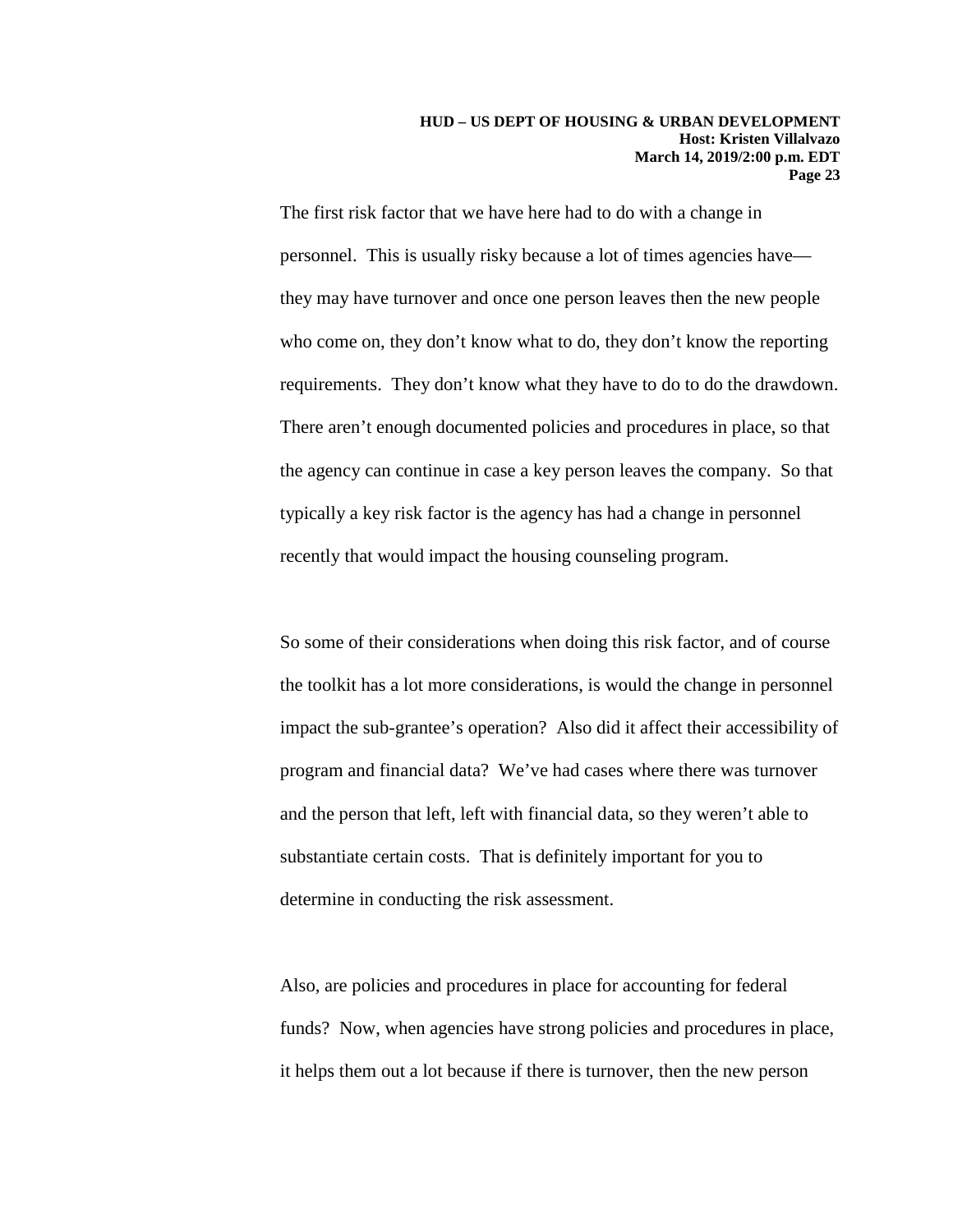The first risk factor that we have here had to do with a change in personnel. This is usually risky because a lot of times agencies have—they may have turnover and once one person leaves then the new people who come on, they don't know what to do, they don't know the reporting requirements. They don't know what they have to do to do the drawdown. There aren't enough documented policies and procedures in place, so that the agency can continue in case a key person leaves the company. So that typically a key risk factor is the agency has had a change in personnel recently that would impact the housing counseling program.

So some of their considerations when doing this risk factor, and of course the toolkit has a lot more considerations, is would the change in personnel impact the sub-grantee's operation? Also did it affect their accessibility of program and financial data? We've had cases where there was turnover and the person that left, left with financial data, so they weren't able to substantiate certain costs. That is definitely important for you to determine in conducting the risk assessment.

Also, are policies and procedures in place for accounting for federal funds? Now, when agencies have strong policies and procedures in place, it helps them out a lot because if there is turnover, then the new person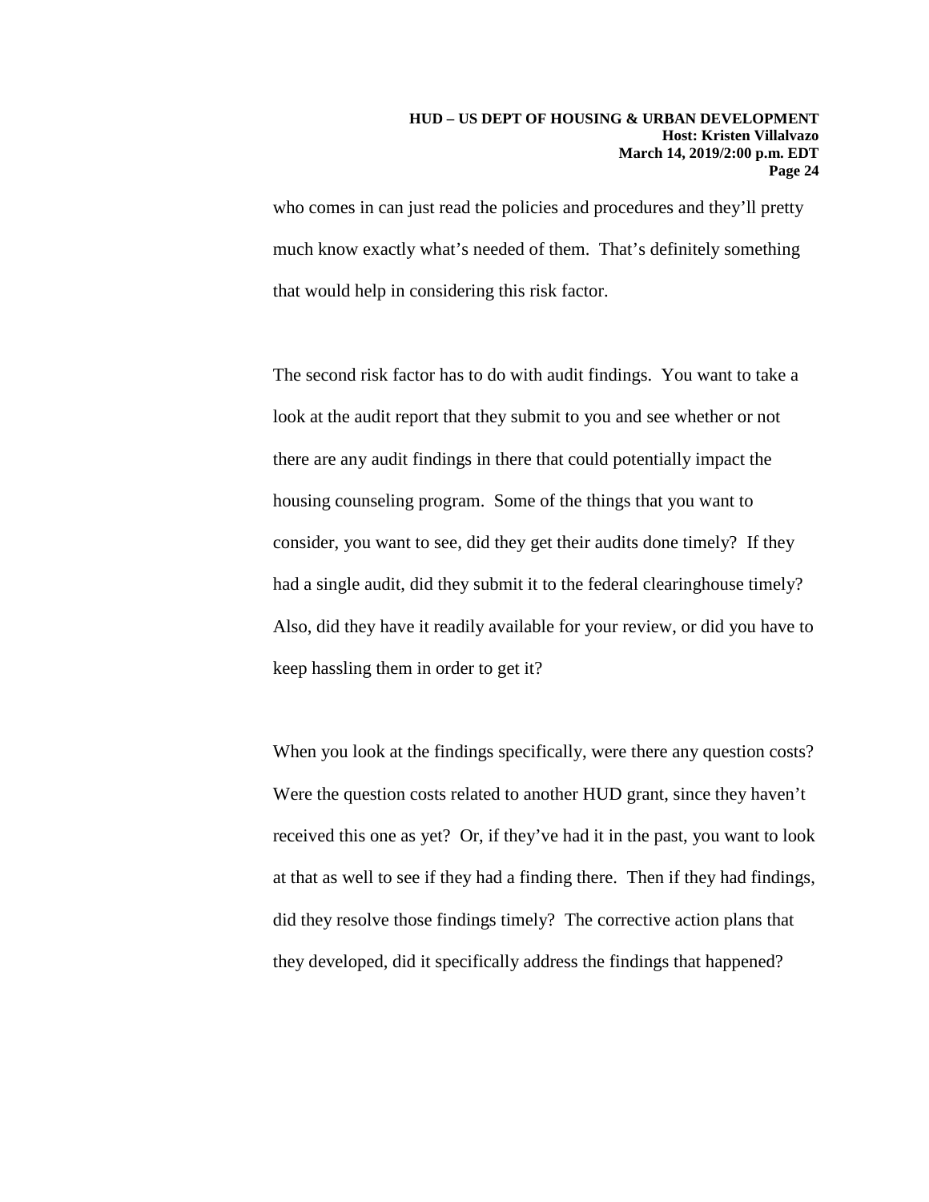who comes in can just read the policies and procedures and they'll pretty much know exactly what's needed of them. That's definitely something that would help in considering this risk factor.

The second risk factor has to do with audit findings. You want to take a look at the audit report that they submit to you and see whether or not there are any audit findings in there that could potentially impact the housing counseling program. Some of the things that you want to consider, you want to see, did they get their audits done timely? If they had a single audit, did they submit it to the federal clearinghouse timely? Also, did they have it readily available for your review, or did you have to keep hassling them in order to get it?

When you look at the findings specifically, were there any question costs? Were the question costs related to another HUD grant, since they haven't received this one as yet? Or, if they've had it in the past, you want to look at that as well to see if they had a finding there. Then if they had findings, did they resolve those findings timely? The corrective action plans that they developed, did it specifically address the findings that happened?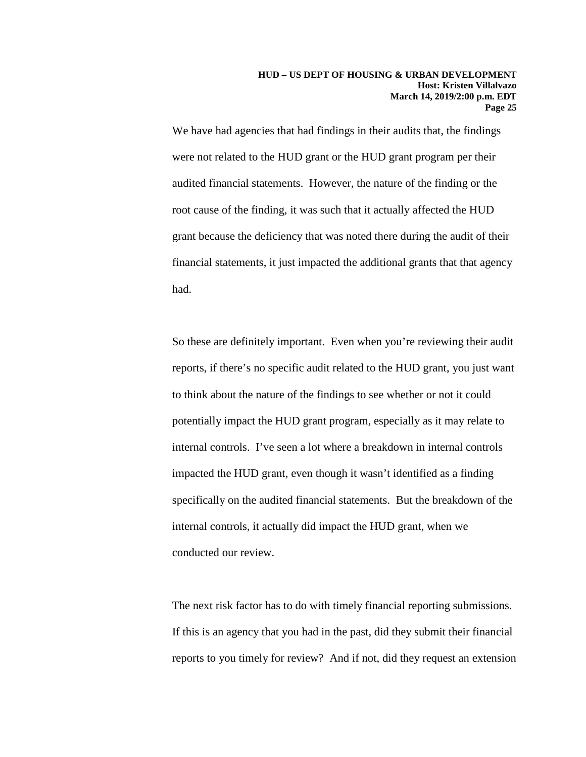We have had agencies that had findings in their audits that, the findings were not related to the HUD grant or the HUD grant program per their audited financial statements. However, the nature of the finding or the root cause of the finding, it was such that it actually affected the HUD grant because the deficiency that was noted there during the audit of their financial statements, it just impacted the additional grants that that agency had.

So these are definitely important. Even when you're reviewing their audit reports, if there's no specific audit related to the HUD grant, you just want to think about the nature of the findings to see whether or not it could potentially impact the HUD grant program, especially as it may relate to internal controls. I've seen a lot where a breakdown in internal controls impacted the HUD grant, even though it wasn't identified as a finding specifically on the audited financial statements. But the breakdown of the internal controls, it actually did impact the HUD grant, when we conducted our review.

The next risk factor has to do with timely financial reporting submissions. If this is an agency that you had in the past, did they submit their financial reports to you timely for review? And if not, did they request an extension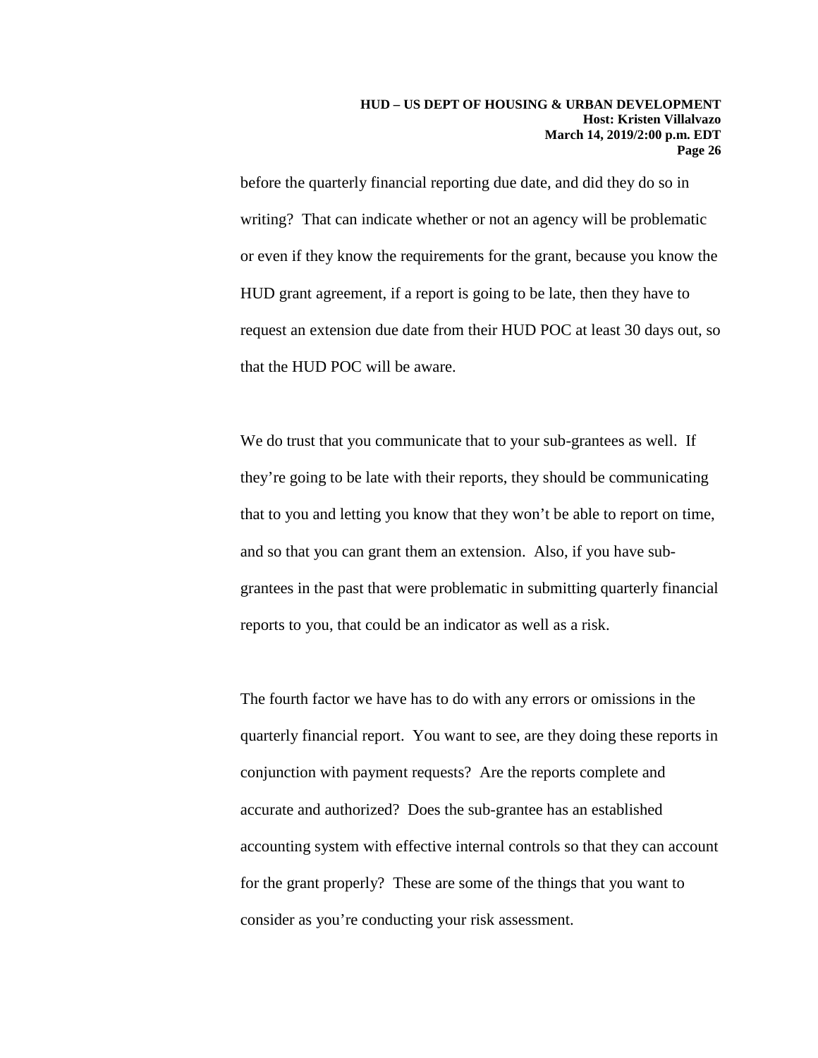before the quarterly financial reporting due date, and did they do so in writing? That can indicate whether or not an agency will be problematic or even if they know the requirements for the grant, because you know the HUD grant agreement, if a report is going to be late, then they have to request an extension due date from their HUD POC at least 30 days out, so that the HUD POC will be aware.

We do trust that you communicate that to your sub-grantees as well. If they're going to be late with their reports, they should be communicating that to you and letting you know that they won't be able to report on time, and so that you can grant them an extension. Also, if you have sub-grantees in the past that were problematic in submitting quarterly financial reports to you, that could be an indicator as well as a risk.

The fourth factor we have has to do with any errors or omissions in the quarterly financial report. You want to see, are they doing these reports in conjunction with payment requests? Are the reports complete and accurate and authorized? Does the sub-grantee has an established accounting system with effective internal controls so that they can account for the grant properly? These are some of the things that you want to consider as you're conducting your risk assessment.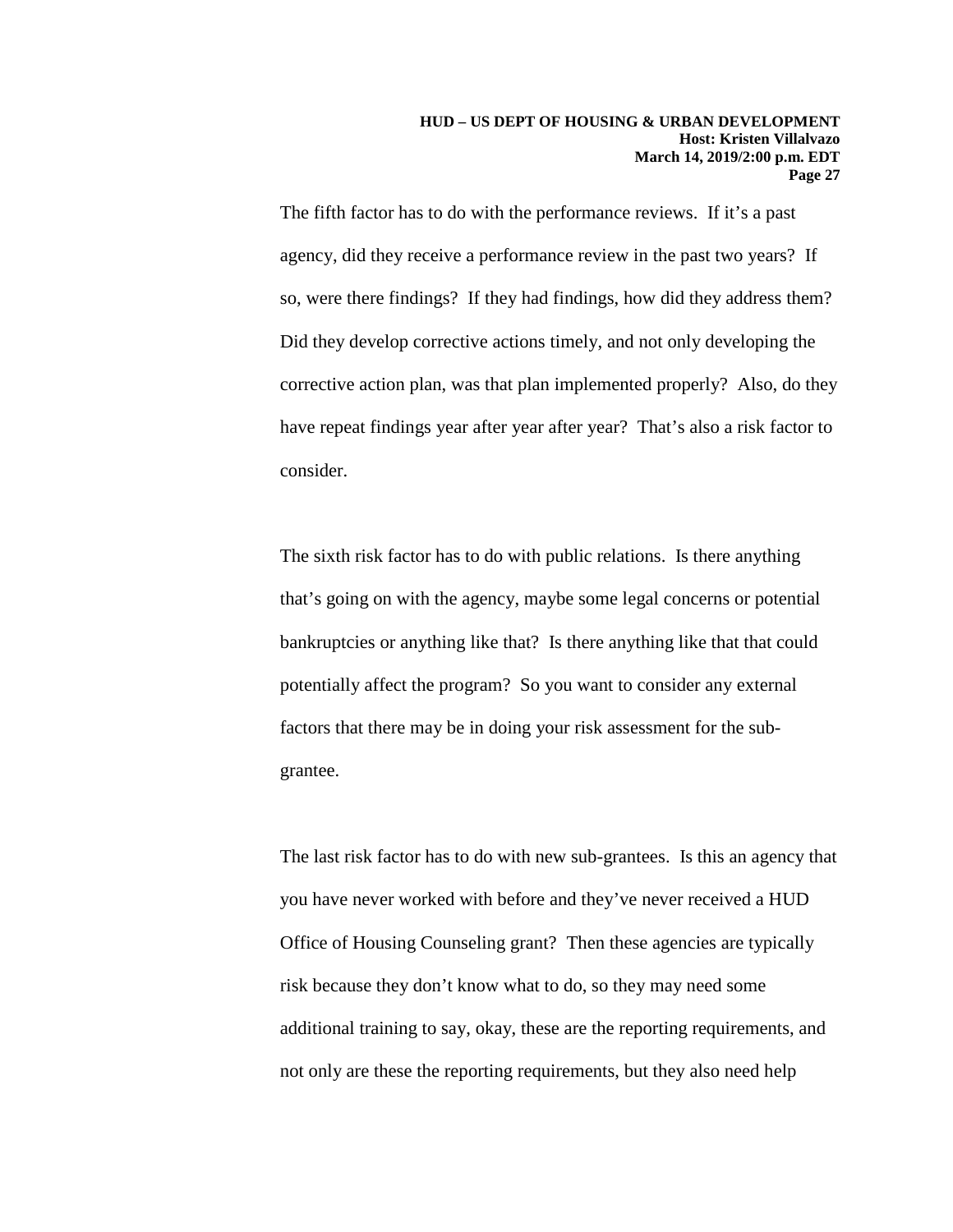The fifth factor has to do with the performance reviews. If it's a past agency, did they receive a performance review in the past two years? If so, were there findings? If they had findings, how did they address them? Did they develop corrective actions timely, and not only developing the corrective action plan, was that plan implemented properly? Also, do they have repeat findings year after year after year? That's also a risk factor to consider.

The sixth risk factor has to do with public relations. Is there anything that's going on with the agency, maybe some legal concerns or potential bankruptcies or anything like that? Is there anything like that that could potentially affect the program? So you want to consider any external factors that there may be in doing your risk assessment for the sub-grantee.

The last risk factor has to do with new sub-grantees. Is this an agency that you have never worked with before and they've never received a HUD Office of Housing Counseling grant? Then these agencies are typically risk because they don't know what to do, so they may need some additional training to say, okay, these are the reporting requirements, and not only are these the reporting requirements, but they also need help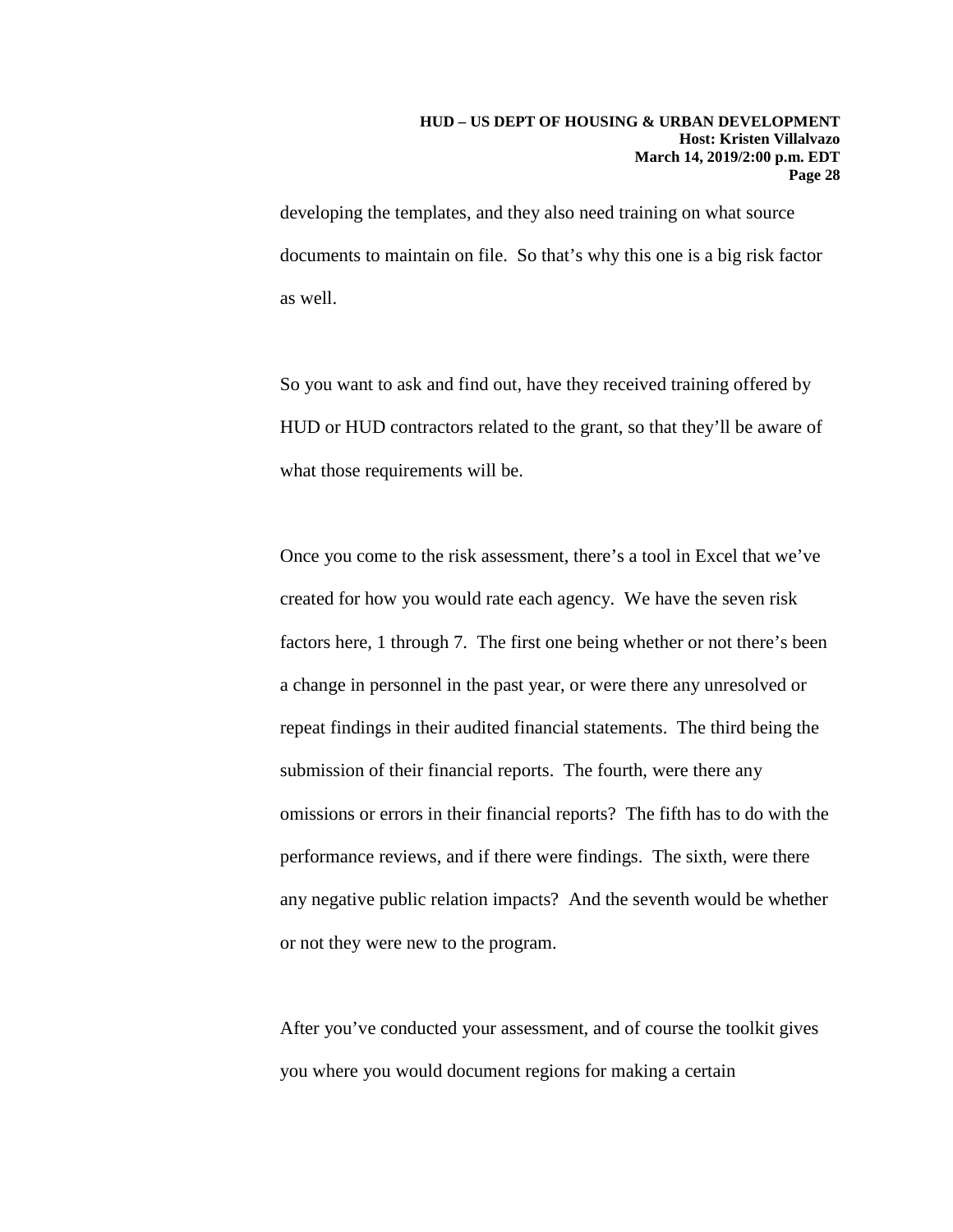developing the templates, and they also need training on what source documents to maintain on file. So that's why this one is a big risk factor as well.

So you want to ask and find out, have they received training offered by HUD or HUD contractors related to the grant, so that they'll be aware of what those requirements will be.

Once you come to the risk assessment, there's a tool in Excel that we've created for how you would rate each agency. We have the seven risk factors here, 1 through 7. The first one being whether or not there's been a change in personnel in the past year, or were there any unresolved or repeat findings in their audited financial statements. The third being the submission of their financial reports. The fourth, were there any omissions or errors in their financial reports? The fifth has to do with the performance reviews, and if there were findings. The sixth, were there any negative public relation impacts? And the seventh would be whether or not they were new to the program.

After you've conducted your assessment, and of course the toolkit gives you where you would document regions for making a certain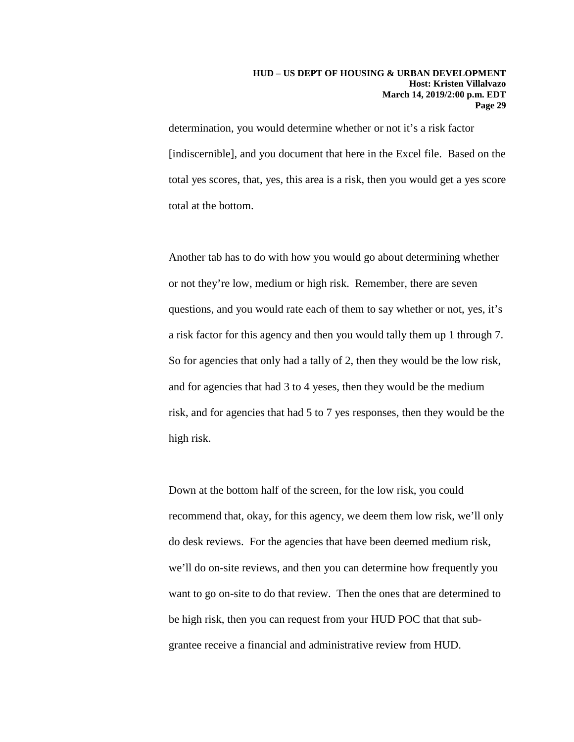determination, you would determine whether or not it's a risk factor [indiscernible], and you document that here in the Excel file. Based on the total yes scores, that, yes, this area is a risk, then you would get a yes score total at the bottom.

Another tab has to do with how you would go about determining whether or not they're low, medium or high risk. Remember, there are seven questions, and you would rate each of them to say whether or not, yes, it's a risk factor for this agency and then you would tally them up 1 through 7. So for agencies that only had a tally of 2, then they would be the low risk, and for agencies that had 3 to 4 yeses, then they would be the medium risk, and for agencies that had 5 to 7 yes responses, then they would be the high risk.

Down at the bottom half of the screen, for the low risk, you could recommend that, okay, for this agency, we deem them low risk, we'll only do desk reviews. For the agencies that have been deemed medium risk, we'll do on-site reviews, and then you can determine how frequently you want to go on-site to do that review. Then the ones that are determined to be high risk, then you can request from your HUD POC that that sub-grantee receive a financial and administrative review from HUD.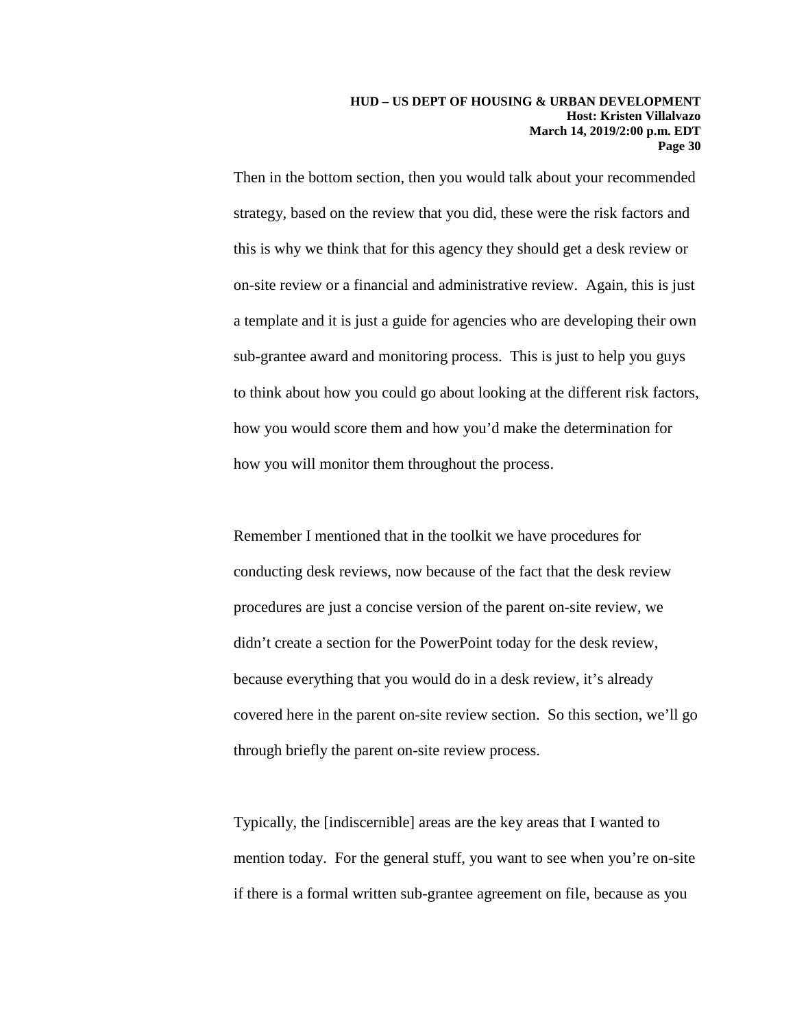Then in the bottom section, then you would talk about your recommended strategy, based on the review that you did, these were the risk factors and this is why we think that for this agency they should get a desk review or on-site review or a financial and administrative review. Again, this is just a template and it is just a guide for agencies who are developing their own sub-grantee award and monitoring process. This is just to help you guys to think about how you could go about looking at the different risk factors, how you would score them and how you'd make the determination for how you will monitor them throughout the process.

Remember I mentioned that in the toolkit we have procedures for conducting desk reviews, now because of the fact that the desk review procedures are just a concise version of the parent on-site review, we didn't create a section for the PowerPoint today for the desk review, because everything that you would do in a desk review, it's already covered here in the parent on-site review section. So this section, we'll go through briefly the parent on-site review process.

Typically, the [indiscernible] areas are the key areas that I wanted to mention today. For the general stuff, you want to see when you're on-site if there is a formal written sub-grantee agreement on file, because as you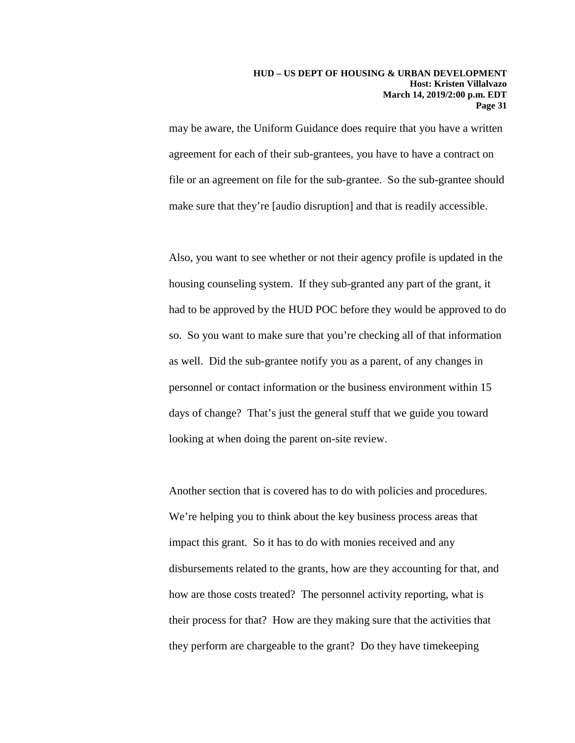may be aware, the Uniform Guidance does require that you have a written agreement for each of their sub-grantees, you have to have a contract on file or an agreement on file for the sub-grantee. So the sub-grantee should make sure that they're [audio disruption] and that is readily accessible.

Also, you want to see whether or not their agency profile is updated in the housing counseling system. If they sub-granted any part of the grant, it had to be approved by the HUD POC before they would be approved to do so. So you want to make sure that you're checking all of that information as well. Did the sub-grantee notify you as a parent, of any changes in personnel or contact information or the business environment within 15 days of change? That's just the general stuff that we guide you toward looking at when doing the parent on-site review.

Another section that is covered has to do with policies and procedures. We're helping you to think about the key business process areas that impact this grant. So it has to do with monies received and any disbursements related to the grants, how are they accounting for that, and how are those costs treated? The personnel activity reporting, what is their process for that? How are they making sure that the activities that they perform are chargeable to the grant? Do they have timekeeping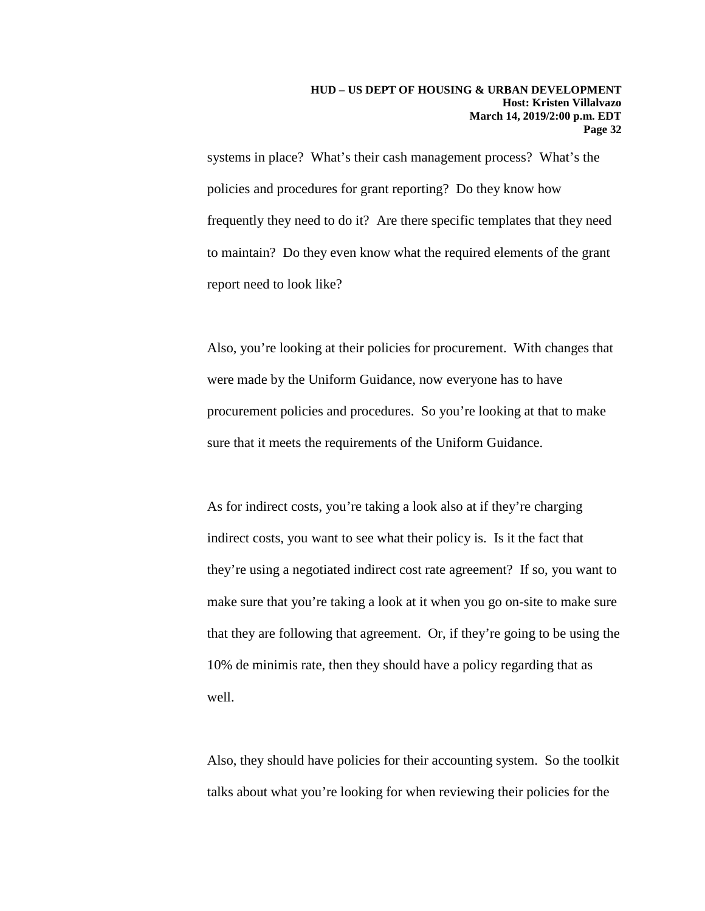systems in place? What's their cash management process? What's the policies and procedures for grant reporting? Do they know how frequently they need to do it? Are there specific templates that they need to maintain? Do they even know what the required elements of the grant report need to look like?

Also, you're looking at their policies for procurement. With changes that were made by the Uniform Guidance, now everyone has to have procurement policies and procedures. So you're looking at that to make sure that it meets the requirements of the Uniform Guidance.

As for indirect costs, you're taking a look also at if they're charging indirect costs, you want to see what their policy is. Is it the fact that they're using a negotiated indirect cost rate agreement? If so, you want to make sure that you're taking a look at it when you go on-site to make sure that they are following that agreement. Or, if they're going to be using the 10% de minimis rate, then they should have a policy regarding that as well.

Also, they should have policies for their accounting system. So the toolkit talks about what you're looking for when reviewing their policies for the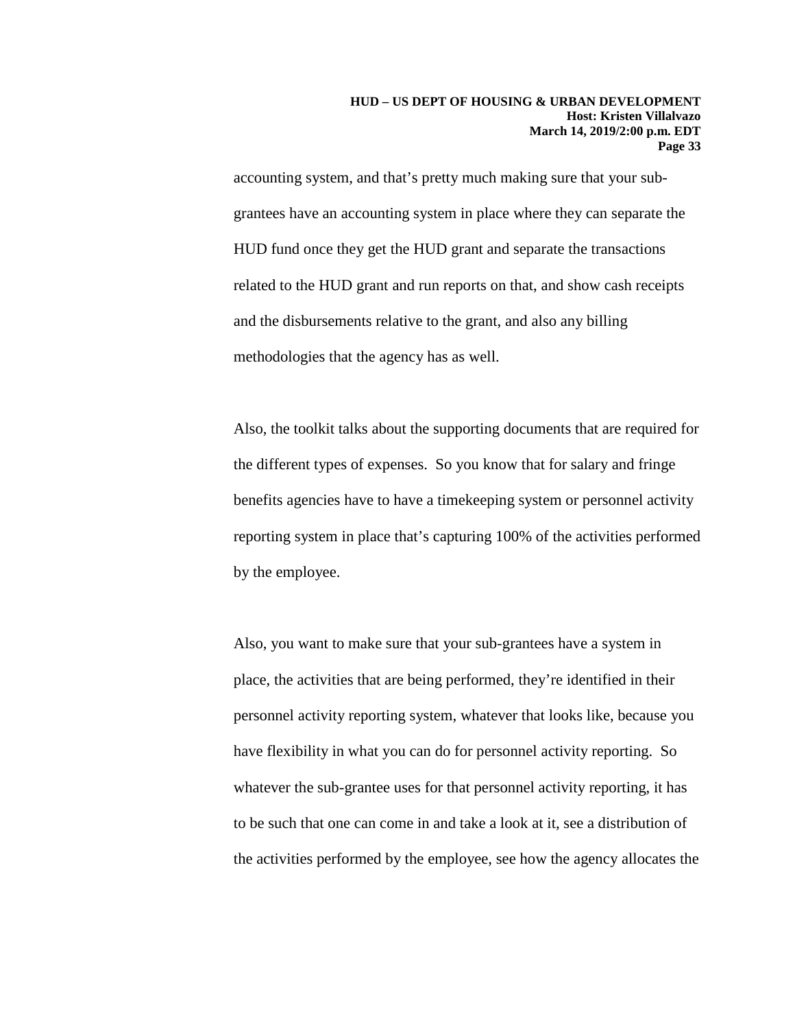accounting system, and that's pretty much making sure that your sub-grantees have an accounting system in place where they can separate the HUD fund once they get the HUD grant and separate the transactions related to the HUD grant and run reports on that, and show cash receipts and the disbursements relative to the grant, and also any billing methodologies that the agency has as well.

Also, the toolkit talks about the supporting documents that are required for the different types of expenses. So you know that for salary and fringe benefits agencies have to have a timekeeping system or personnel activity reporting system in place that's capturing 100% of the activities performed by the employee.

Also, you want to make sure that your sub-grantees have a system in place, the activities that are being performed, they're identified in their personnel activity reporting system, whatever that looks like, because you have flexibility in what you can do for personnel activity reporting. So whatever the sub-grantee uses for that personnel activity reporting, it has to be such that one can come in and take a look at it, see a distribution of the activities performed by the employee, see how the agency allocates the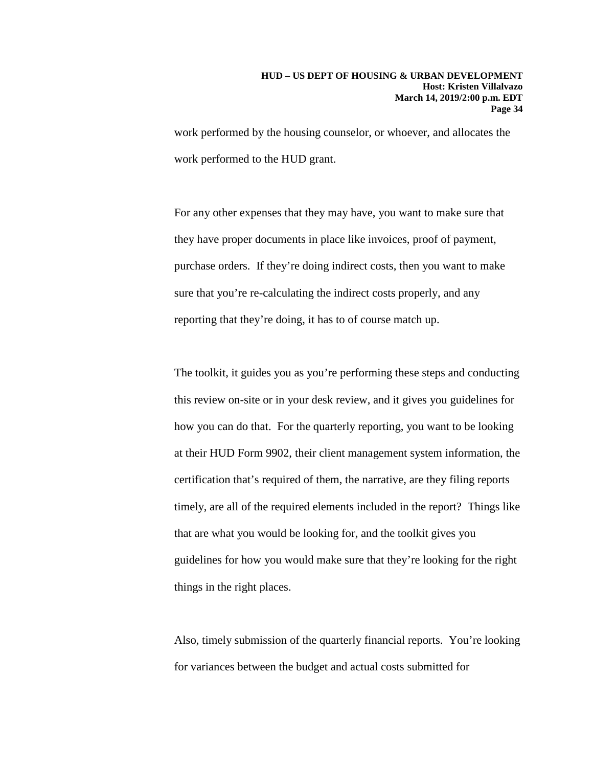work performed by the housing counselor, or whoever, and allocates the work performed to the HUD grant.

For any other expenses that they may have, you want to make sure that they have proper documents in place like invoices, proof of payment, purchase orders. If they're doing indirect costs, then you want to make sure that you're re-calculating the indirect costs properly, and any reporting that they're doing, it has to of course match up.

The toolkit, it guides you as you're performing these steps and conducting this review on-site or in your desk review, and it gives you guidelines for how you can do that. For the quarterly reporting, you want to be looking at their HUD Form 9902, their client management system information, the certification that's required of them, the narrative, are they filing reports timely, are all of the required elements included in the report? Things like that are what you would be looking for, and the toolkit gives you guidelines for how you would make sure that they're looking for the right things in the right places.

Also, timely submission of the quarterly financial reports. You're looking for variances between the budget and actual costs submitted for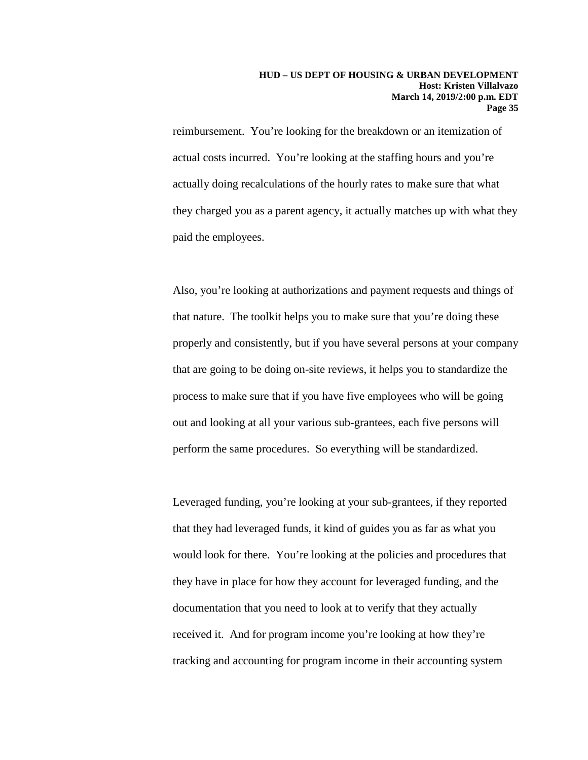reimbursement. You're looking for the breakdown or an itemization of actual costs incurred. You're looking at the staffing hours and you're actually doing recalculations of the hourly rates to make sure that what they charged you as a parent agency, it actually matches up with what they paid the employees.

Also, you're looking at authorizations and payment requests and things of that nature. The toolkit helps you to make sure that you're doing these properly and consistently, but if you have several persons at your company that are going to be doing on-site reviews, it helps you to standardize the process to make sure that if you have five employees who will be going out and looking at all your various sub-grantees, each five persons will perform the same procedures. So everything will be standardized.

Leveraged funding, you're looking at your sub-grantees, if they reported that they had leveraged funds, it kind of guides you as far as what you would look for there. You're looking at the policies and procedures that they have in place for how they account for leveraged funding, and the documentation that you need to look at to verify that they actually received it. And for program income you're looking at how they're tracking and accounting for program income in their accounting system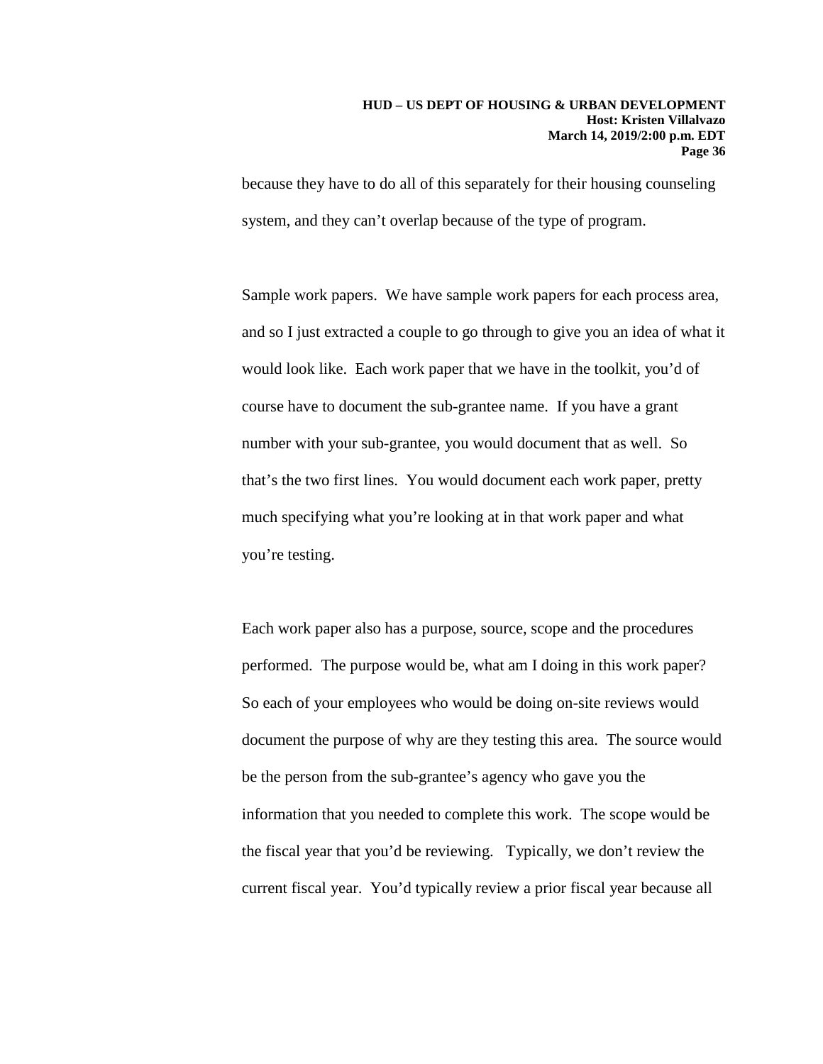because they have to do all of this separately for their housing counseling system, and they can't overlap because of the type of program.

Sample work papers. We have sample work papers for each process area, and so I just extracted a couple to go through to give you an idea of what it would look like. Each work paper that we have in the toolkit, you'd of course have to document the sub-grantee name. If you have a grant number with your sub-grantee, you would document that as well. So that's the two first lines. You would document each work paper, pretty much specifying what you're looking at in that work paper and what you're testing.

Each work paper also has a purpose, source, scope and the procedures performed. The purpose would be, what am I doing in this work paper? So each of your employees who would be doing on-site reviews would document the purpose of why are they testing this area. The source would be the person from the sub-grantee's agency who gave you the information that you needed to complete this work. The scope would be the fiscal year that you'd be reviewing. Typically, we don't review the current fiscal year. You'd typically review a prior fiscal year because all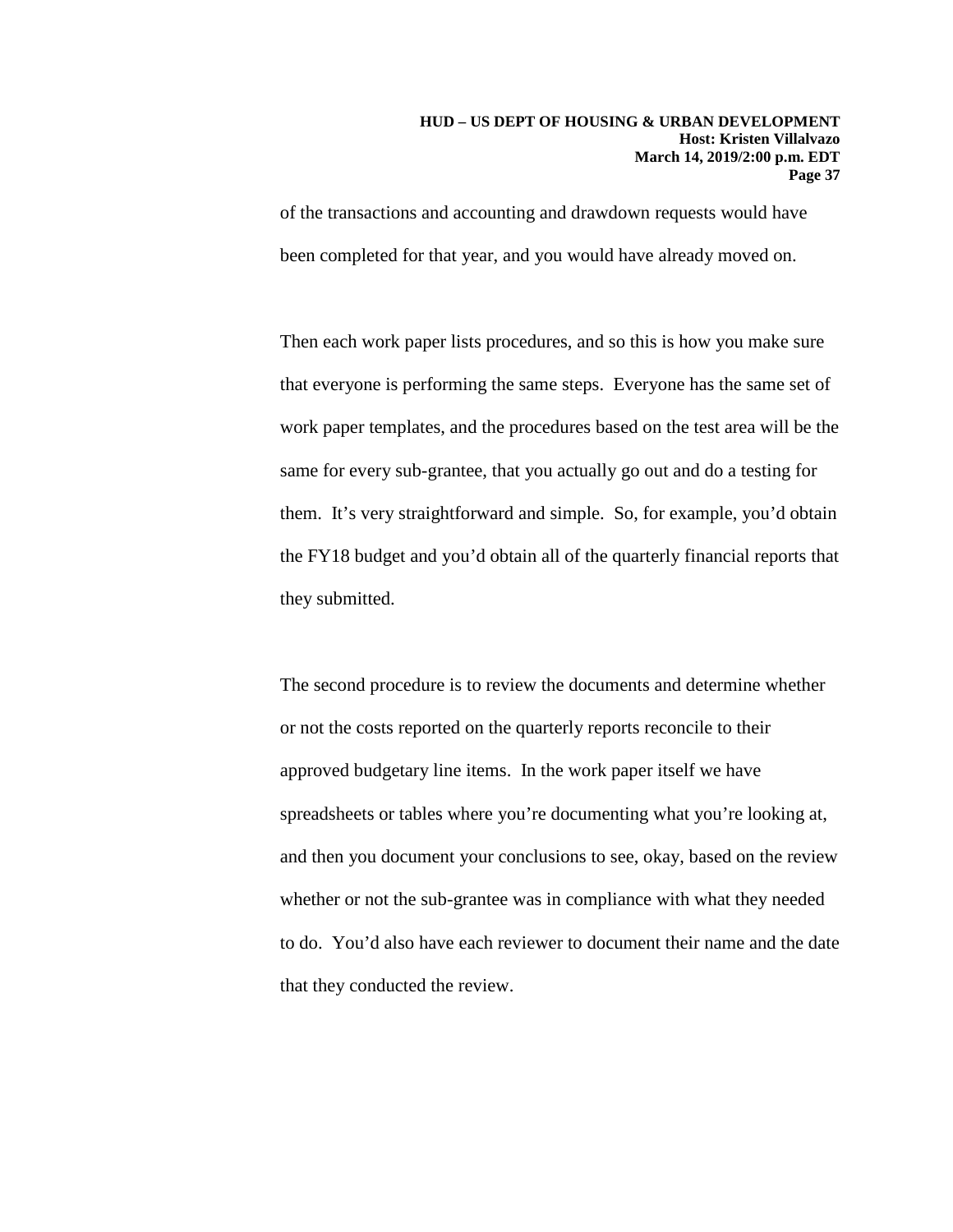of the transactions and accounting and drawdown requests would have been completed for that year, and you would have already moved on.

Then each work paper lists procedures, and so this is how you make sure that everyone is performing the same steps. Everyone has the same set of work paper templates, and the procedures based on the test area will be the same for every sub-grantee, that you actually go out and do a testing for them. It's very straightforward and simple. So, for example, you'd obtain the FY18 budget and you'd obtain all of the quarterly financial reports that they submitted.

The second procedure is to review the documents and determine whether or not the costs reported on the quarterly reports reconcile to their approved budgetary line items. In the work paper itself we have spreadsheets or tables where you're documenting what you're looking at, and then you document your conclusions to see, okay, based on the review whether or not the sub-grantee was in compliance with what they needed to do. You'd also have each reviewer to document their name and the date that they conducted the review.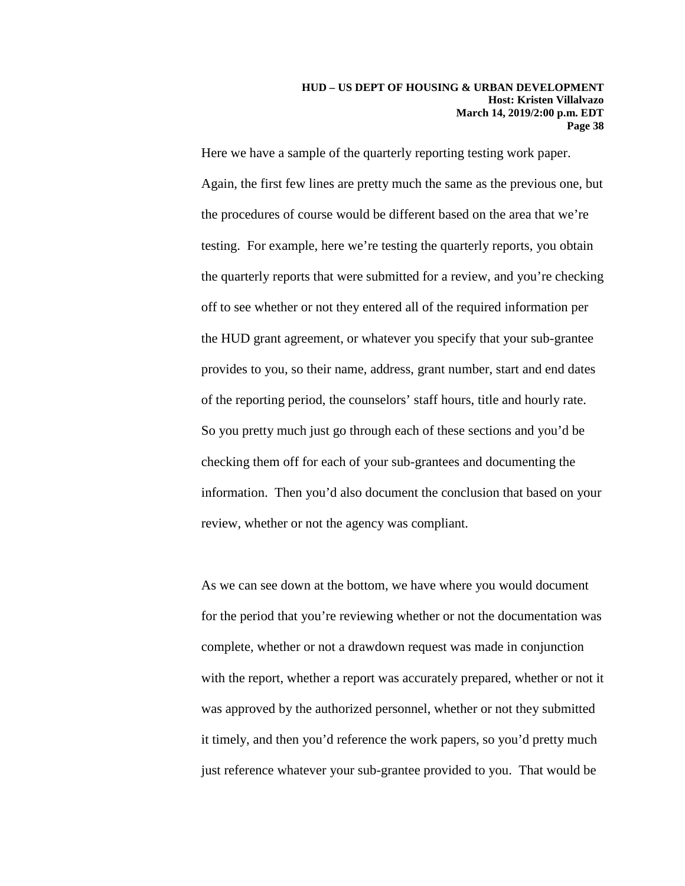Here we have a sample of the quarterly reporting testing work paper. Again, the first few lines are pretty much the same as the previous one, but the procedures of course would be different based on the area that we're testing. For example, here we're testing the quarterly reports, you obtain the quarterly reports that were submitted for a review, and you're checking off to see whether or not they entered all of the required information per the HUD grant agreement, or whatever you specify that your sub-grantee provides to you, so their name, address, grant number, start and end dates of the reporting period, the counselors' staff hours, title and hourly rate. So you pretty much just go through each of these sections and you'd be checking them off for each of your sub-grantees and documenting the information. Then you'd also document the conclusion that based on your review, whether or not the agency was compliant.

As we can see down at the bottom, we have where you would document for the period that you're reviewing whether or not the documentation was complete, whether or not a drawdown request was made in conjunction with the report, whether a report was accurately prepared, whether or not it was approved by the authorized personnel, whether or not they submitted it timely, and then you'd reference the work papers, so you'd pretty much just reference whatever your sub-grantee provided to you. That would be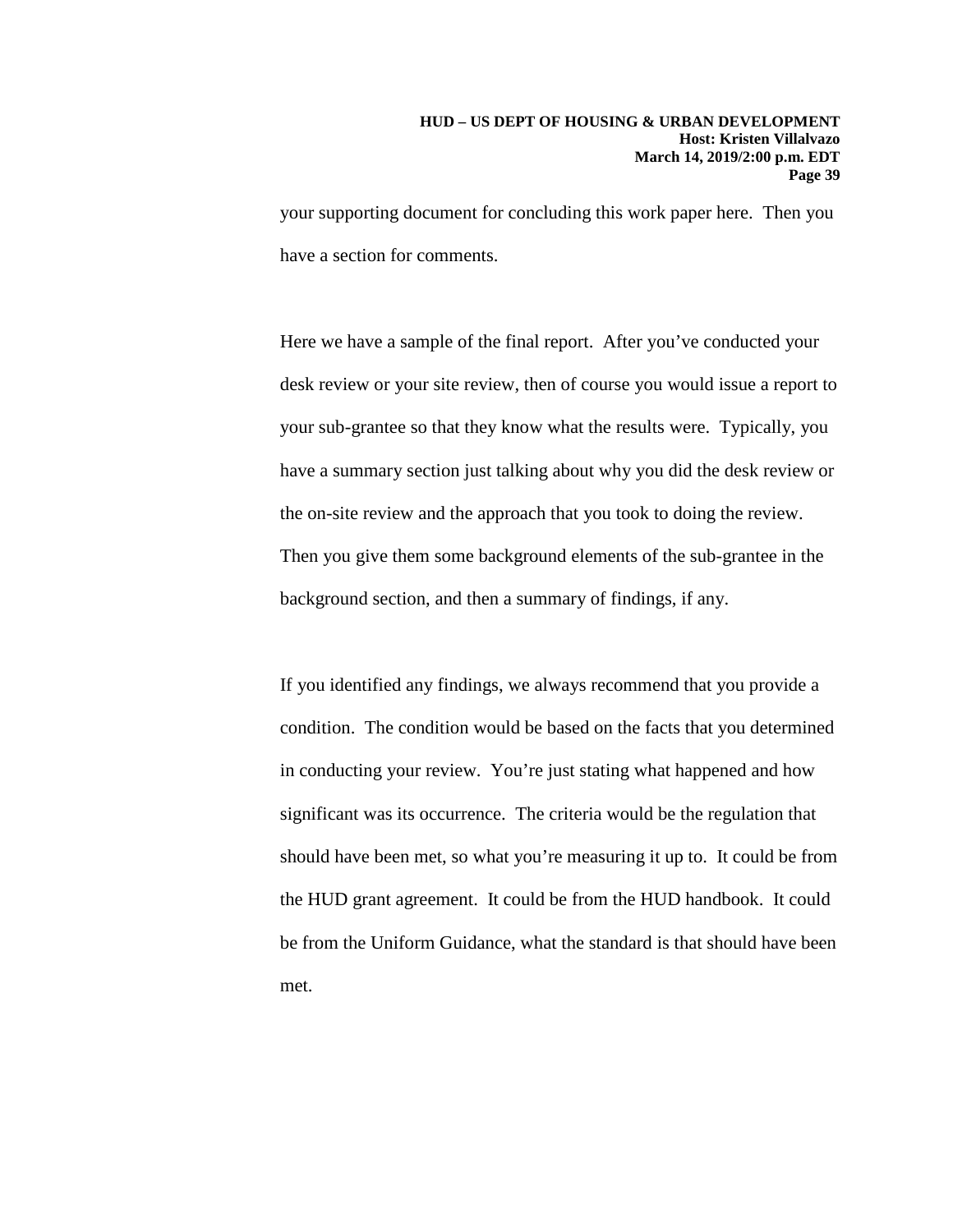your supporting document for concluding this work paper here. Then you have a section for comments.

Here we have a sample of the final report. After you've conducted your desk review or your site review, then of course you would issue a report to your sub-grantee so that they know what the results were. Typically, you have a summary section just talking about why you did the desk review or the on-site review and the approach that you took to doing the review. Then you give them some background elements of the sub-grantee in the background section, and then a summary of findings, if any.

If you identified any findings, we always recommend that you provide a condition. The condition would be based on the facts that you determined in conducting your review. You're just stating what happened and how significant was its occurrence. The criteria would be the regulation that should have been met, so what you're measuring it up to. It could be from the HUD grant agreement. It could be from the HUD handbook. It could be from the Uniform Guidance, what the standard is that should have been met.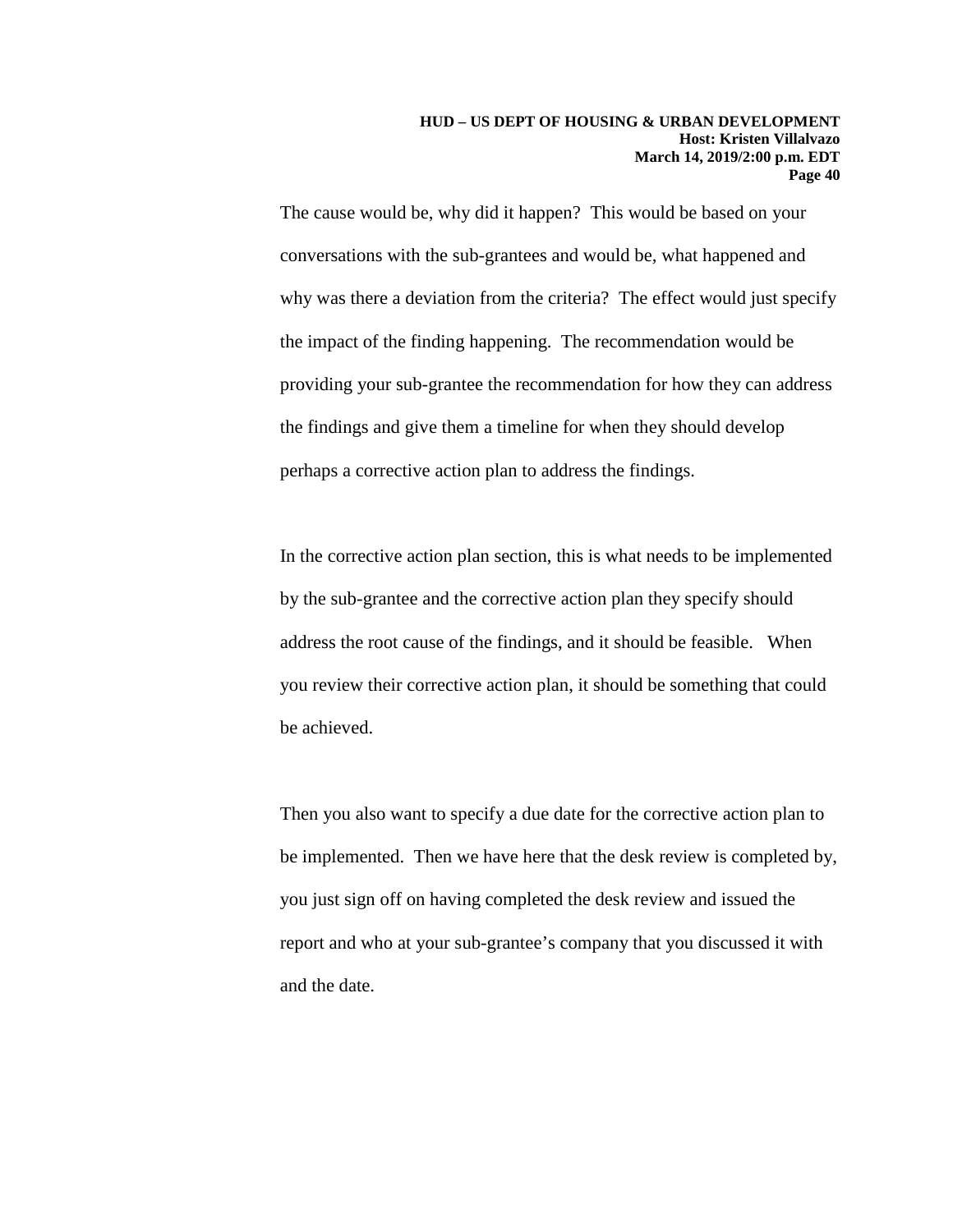The cause would be, why did it happen? This would be based on your conversations with the sub-grantees and would be, what happened and why was there a deviation from the criteria? The effect would just specify the impact of the finding happening. The recommendation would be providing your sub-grantee the recommendation for how they can address the findings and give them a timeline for when they should develop perhaps a corrective action plan to address the findings.

In the corrective action plan section, this is what needs to be implemented by the sub-grantee and the corrective action plan they specify should address the root cause of the findings, and it should be feasible. When you review their corrective action plan, it should be something that could be achieved.

Then you also want to specify a due date for the corrective action plan to be implemented. Then we have here that the desk review is completed by, you just sign off on having completed the desk review and issued the report and who at your sub-grantee's company that you discussed it with and the date.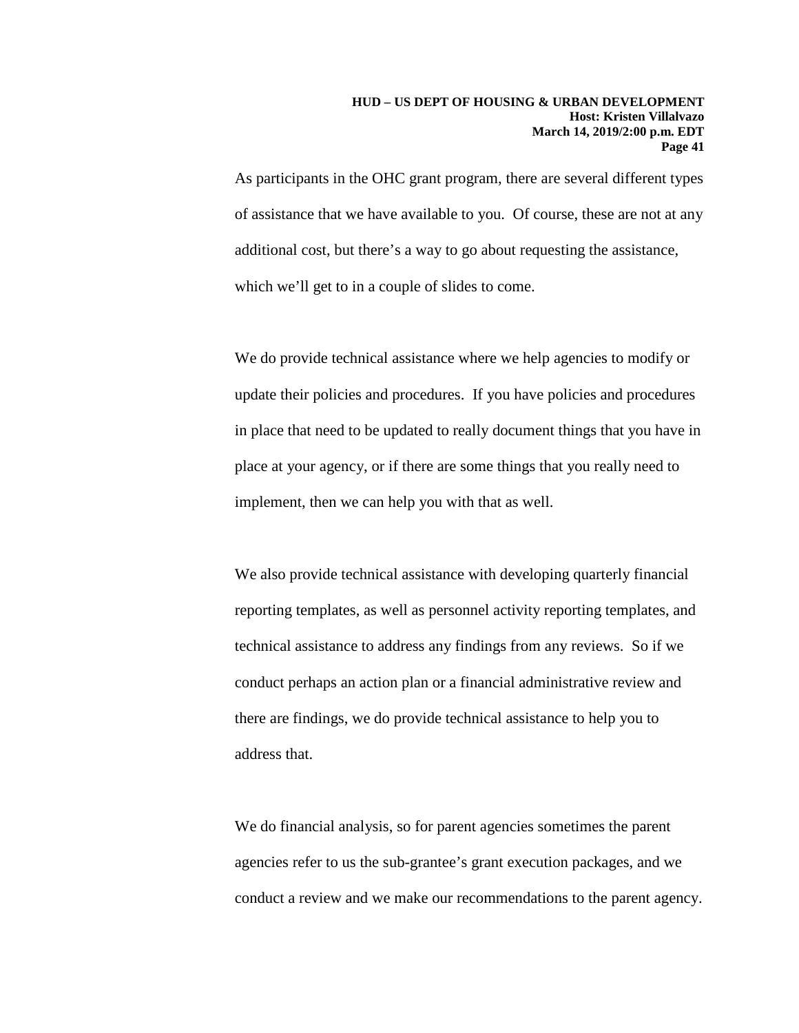As participants in the OHC grant program, there are several different types of assistance that we have available to you. Of course, these are not at any additional cost, but there's a way to go about requesting the assistance, which we'll get to in a couple of slides to come.

We do provide technical assistance where we help agencies to modify or update their policies and procedures. If you have policies and procedures in place that need to be updated to really document things that you have in place at your agency, or if there are some things that you really need to implement, then we can help you with that as well.

We also provide technical assistance with developing quarterly financial reporting templates, as well as personnel activity reporting templates, and technical assistance to address any findings from any reviews. So if we conduct perhaps an action plan or a financial administrative review and there are findings, we do provide technical assistance to help you to address that.

We do financial analysis, so for parent agencies sometimes the parent agencies refer to us the sub-grantee's grant execution packages, and we conduct a review and we make our recommendations to the parent agency.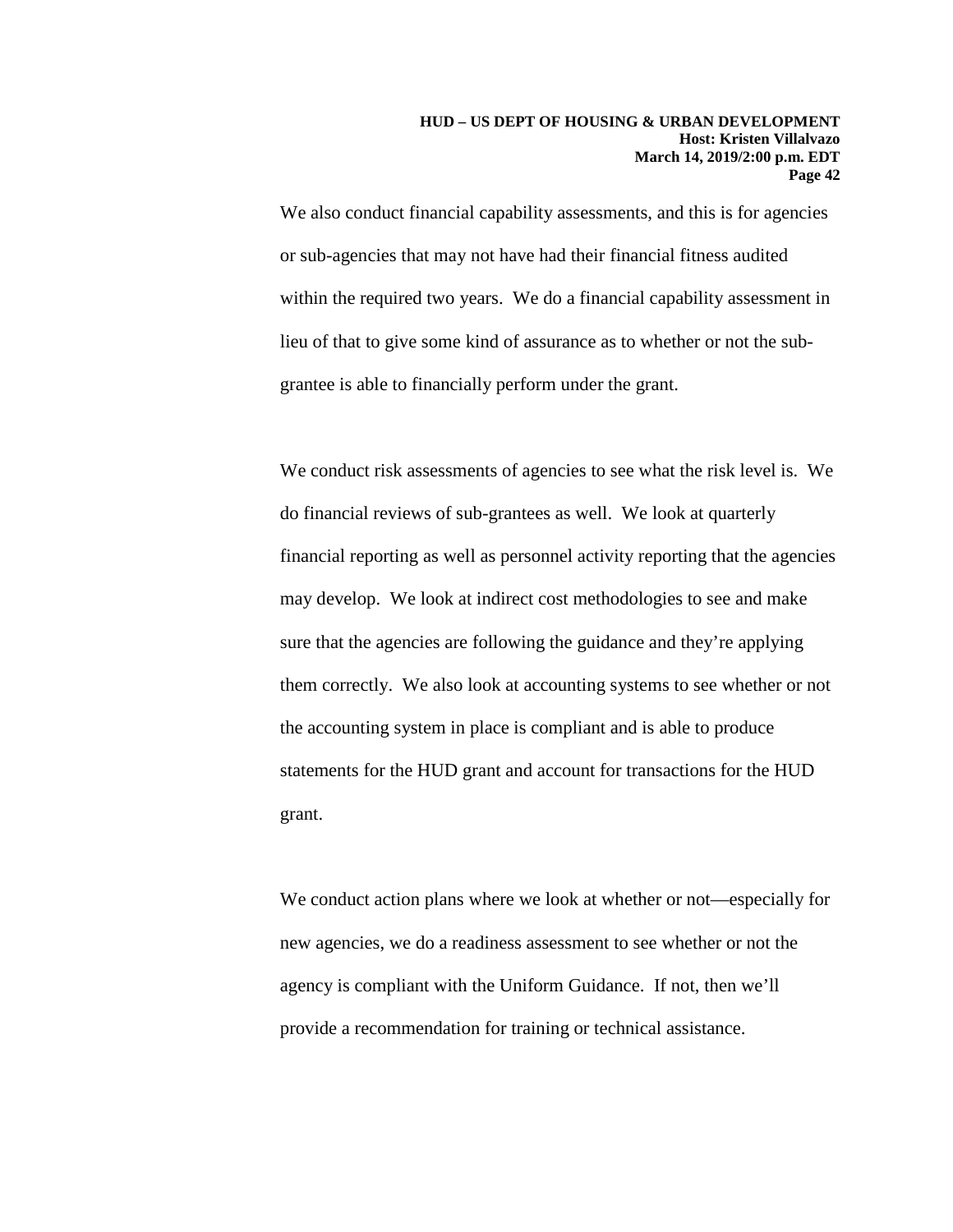We also conduct financial capability assessments, and this is for agencies or sub-agencies that may not have had their financial fitness audited within the required two years. We do a financial capability assessment in lieu of that to give some kind of assurance as to whether or not the sub-grantee is able to financially perform under the grant.

We conduct risk assessments of agencies to see what the risk level is. We do financial reviews of sub-grantees as well. We look at quarterly financial reporting as well as personnel activity reporting that the agencies may develop. We look at indirect cost methodologies to see and make sure that the agencies are following the guidance and they're applying them correctly. We also look at accounting systems to see whether or not the accounting system in place is compliant and is able to produce statements for the HUD grant and account for transactions for the HUD grant.

We conduct action plans where we look at whether or not—especially for new agencies, we do a readiness assessment to see whether or not the agency is compliant with the Uniform Guidance. If not, then we'll provide a recommendation for training or technical assistance.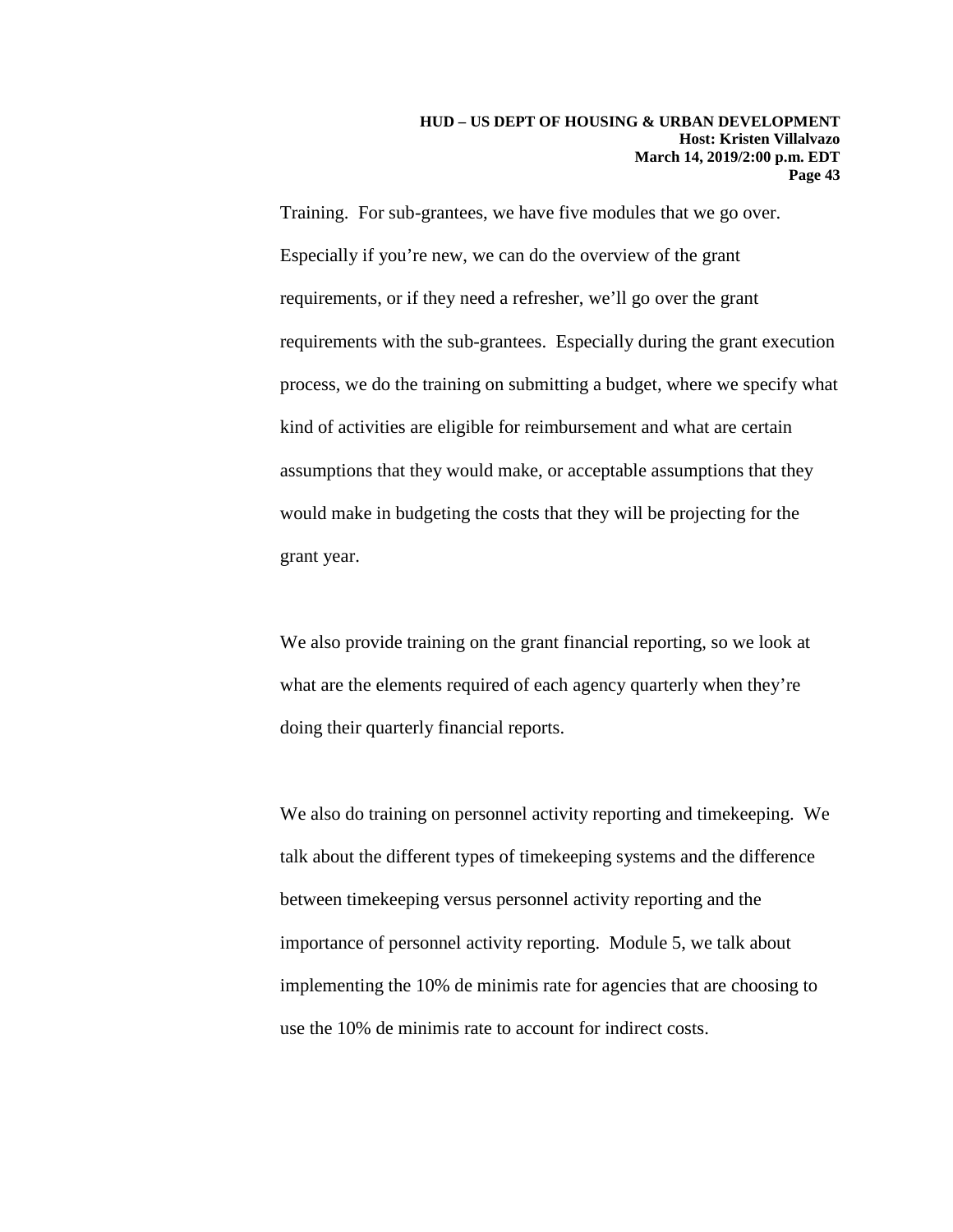Training. For sub-grantees, we have five modules that we go over. Especially if you're new, we can do the overview of the grant requirements, or if they need a refresher, we'll go over the grant requirements with the sub-grantees. Especially during the grant execution process, we do the training on submitting a budget, where we specify what kind of activities are eligible for reimbursement and what are certain assumptions that they would make, or acceptable assumptions that they would make in budgeting the costs that they will be projecting for the grant year.

We also provide training on the grant financial reporting, so we look at what are the elements required of each agency quarterly when they're doing their quarterly financial reports.

We also do training on personnel activity reporting and timekeeping. We talk about the different types of timekeeping systems and the difference between timekeeping versus personnel activity reporting and the importance of personnel activity reporting. Module 5, we talk about implementing the 10% de minimis rate for agencies that are choosing to use the 10% de minimis rate to account for indirect costs.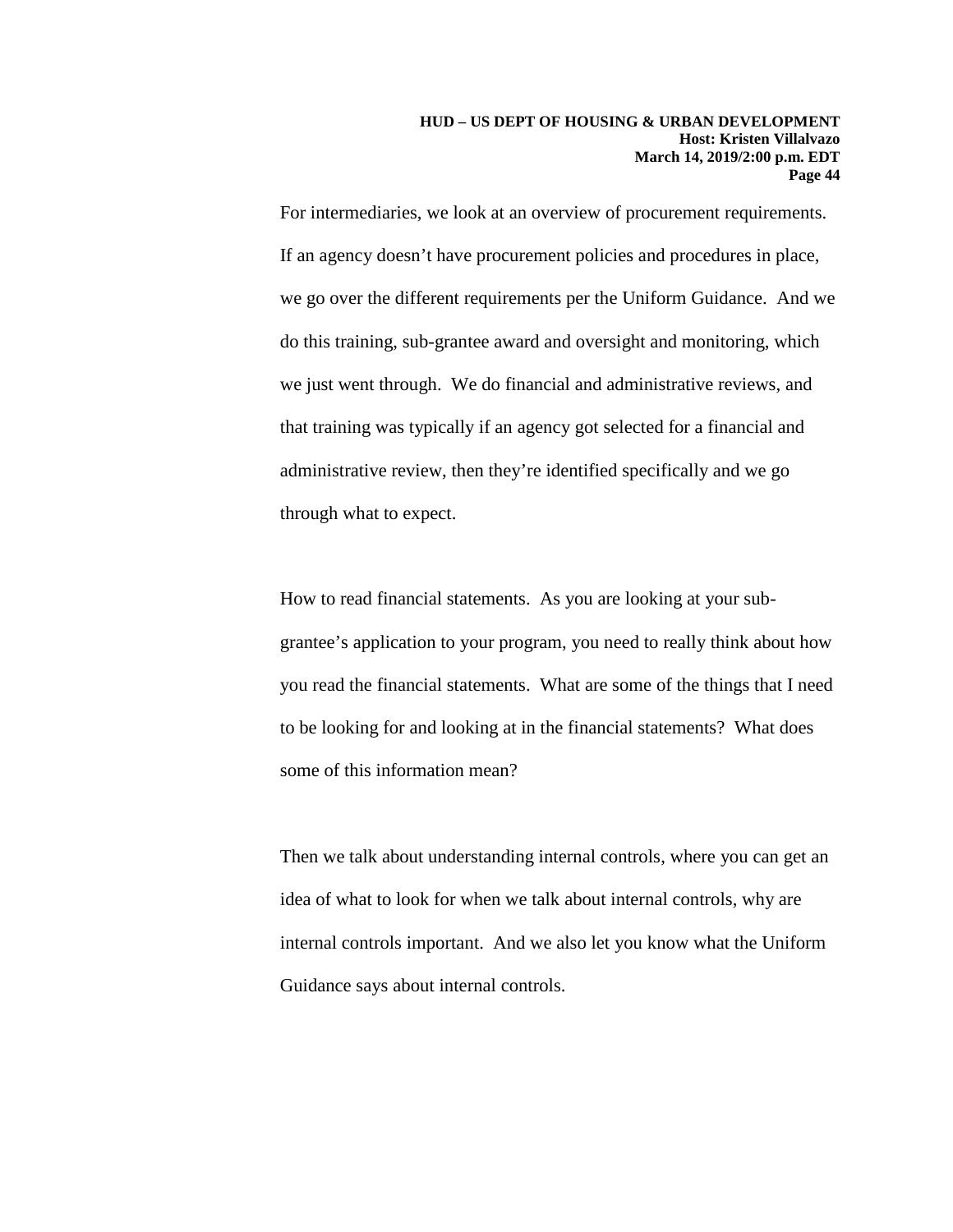For intermediaries, we look at an overview of procurement requirements. If an agency doesn't have procurement policies and procedures in place, we go over the different requirements per the Uniform Guidance. And we do this training, sub-grantee award and oversight and monitoring, which we just went through. We do financial and administrative reviews, and that training was typically if an agency got selected for a financial and administrative review, then they're identified specifically and we go through what to expect.

How to read financial statements. As you are looking at your sub-grantee's application to your program, you need to really think about how you read the financial statements. What are some of the things that I need to be looking for and looking at in the financial statements? What does some of this information mean?

Then we talk about understanding internal controls, where you can get an idea of what to look for when we talk about internal controls, why are internal controls important. And we also let you know what the Uniform Guidance says about internal controls.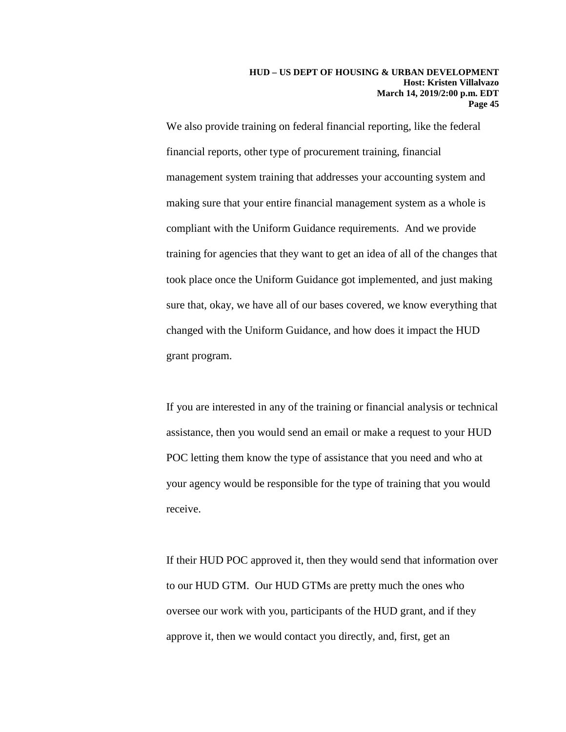We also provide training on federal financial reporting, like the federal financial reports, other type of procurement training, financial management system training that addresses your accounting system and making sure that your entire financial management system as a whole is compliant with the Uniform Guidance requirements. And we provide training for agencies that they want to get an idea of all of the changes that took place once the Uniform Guidance got implemented, and just making sure that, okay, we have all of our bases covered, we know everything that changed with the Uniform Guidance, and how does it impact the HUD grant program.

If you are interested in any of the training or financial analysis or technical assistance, then you would send an email or make a request to your HUD POC letting them know the type of assistance that you need and who at your agency would be responsible for the type of training that you would receive.

If their HUD POC approved it, then they would send that information over to our HUD GTM. Our HUD GTMs are pretty much the ones who oversee our work with you, participants of the HUD grant, and if they approve it, then we would contact you directly, and, first, get an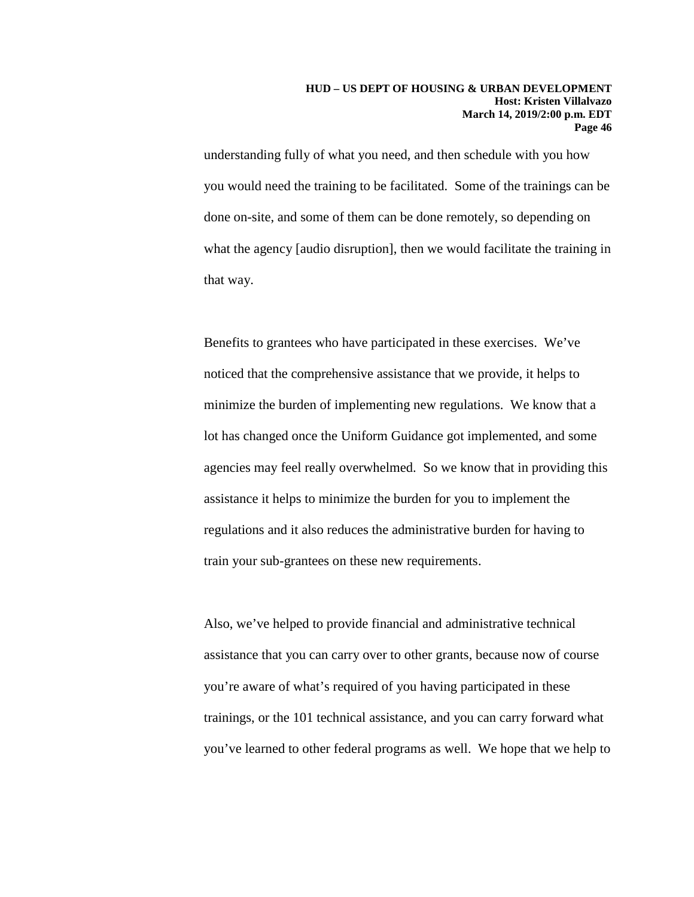understanding fully of what you need, and then schedule with you how you would need the training to be facilitated. Some of the trainings can be done on-site, and some of them can be done remotely, so depending on what the agency [audio disruption], then we would facilitate the training in that way.

Benefits to grantees who have participated in these exercises. We've noticed that the comprehensive assistance that we provide, it helps to minimize the burden of implementing new regulations. We know that a lot has changed once the Uniform Guidance got implemented, and some agencies may feel really overwhelmed. So we know that in providing this assistance it helps to minimize the burden for you to implement the regulations and it also reduces the administrative burden for having to train your sub-grantees on these new requirements.

Also, we've helped to provide financial and administrative technical assistance that you can carry over to other grants, because now of course you're aware of what's required of you having participated in these trainings, or the 101 technical assistance, and you can carry forward what you've learned to other federal programs as well. We hope that we help to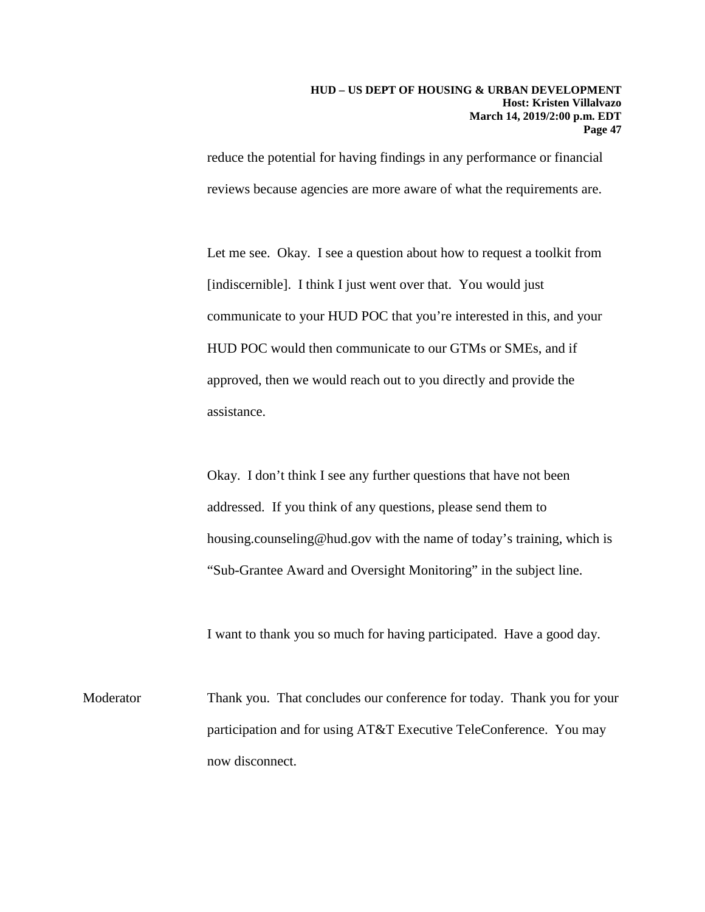reduce the potential for having findings in any performance or financial reviews because agencies are more aware of what the requirements are.

Let me see. Okay. I see a question about how to request a toolkit from [indiscernible]. I think I just went over that. You would just communicate to your HUD POC that you're interested in this, and your HUD POC would then communicate to our GTMs or SMEs, and if approved, then we would reach out to you directly and provide the assistance.

Okay. I don't think I see any further questions that have not been addressed. If you think of any questions, please send them to housing.counseling@hud.gov with the name of today's training, which is "Sub-Grantee Award and Oversight Monitoring" in the subject line.

I want to thank you so much for having participated. Have a good day.

Moderator Thank you. That concludes our conference for today. Thank you for your participation and for using AT&T Executive TeleConference. You may now disconnect.